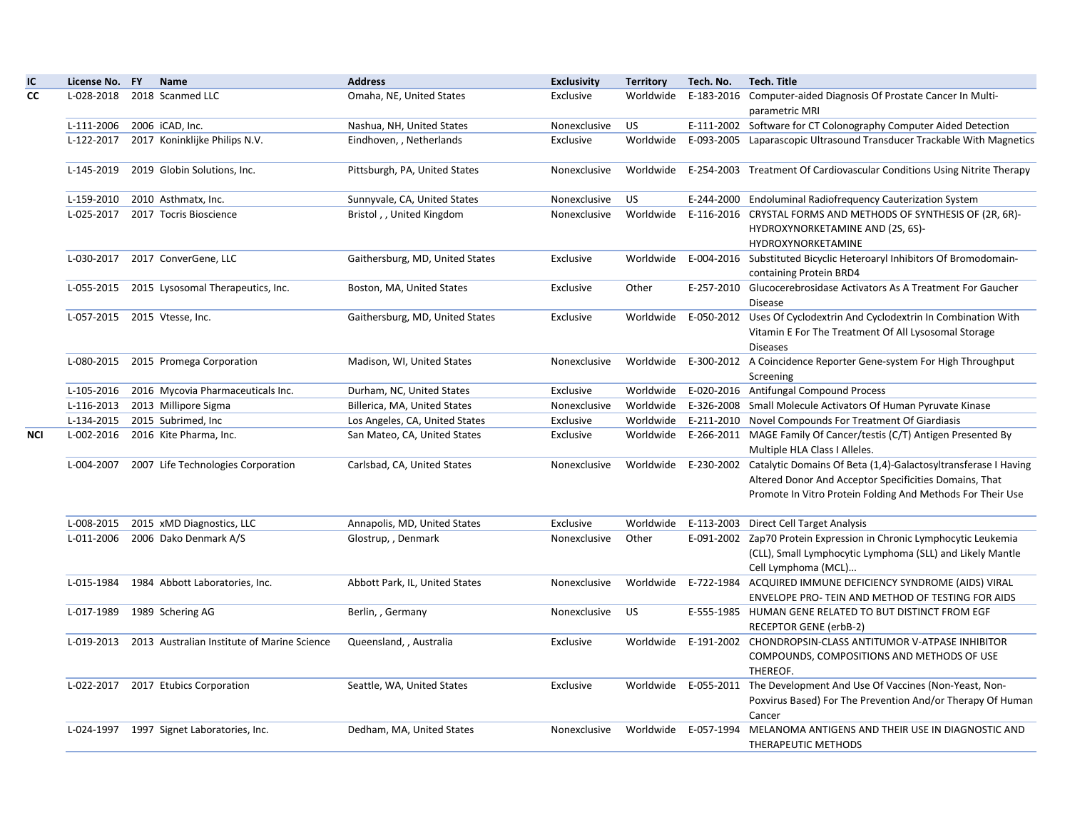| IC | License No. | FY | Name | Address | Exclusivity | Territory | Tech. No. | Tech. Title |
|---|---|---|---|---|---|---|---|---|
| CC | L-028-2018 | 2018 | Scanmed LLC | Omaha, NE, United States | Exclusive | Worldwide | E-183-2016 | Computer-aided Diagnosis Of Prostate Cancer In Multi-parametric MRI |
| | L-111-2006 | 2006 | iCAD, Inc. | Nashua, NH, United States | Nonexclusive | US | E-111-2002 | Software for CT Colonography Computer Aided Detection |
| | L-122-2017 | 2017 | Koninklijke Philips N.V. | Eindhoven, , Netherlands | Exclusive | Worldwide | E-093-2005 | Laparascopic Ultrasound Transducer Trackable With Magnetics |
| | L-145-2019 | 2019 | Globin Solutions, Inc. | Pittsburgh, PA, United States | Nonexclusive | Worldwide | E-254-2003 | Treatment Of Cardiovascular Conditions Using Nitrite Therapy |
| | L-159-2010 | 2010 | Asthmatx, Inc. | Sunnyvale, CA, United States | Nonexclusive | US | E-244-2000 | Endoluminal Radiofrequency Cauterization System |
| | L-025-2017 | 2017 | Tocris Bioscience | Bristol , , United Kingdom | Nonexclusive | Worldwide | E-116-2016 | CRYSTAL FORMS AND METHODS OF SYNTHESIS OF (2R, 6R)-HYDROXYNORKETAMINE AND (2S, 6S)-HYDROXYNORKETAMINE |
| | L-030-2017 | 2017 | ConverGene, LLC | Gaithersburg, MD, United States | Exclusive | Worldwide | E-004-2016 | Substituted Bicyclic Heteroaryl Inhibitors Of Bromodomain-containing Protein BRD4 |
| | L-055-2015 | 2015 | Lysosomal Therapeutics, Inc. | Boston, MA, United States | Exclusive | Other | E-257-2010 | Glucocerebrosidase Activators As A Treatment For Gaucher Disease |
| | L-057-2015 | 2015 | Vtesse, Inc. | Gaithersburg, MD, United States | Exclusive | Worldwide | E-050-2012 | Uses Of Cyclodextrin And Cyclodextrin In Combination With Vitamin E For The Treatment Of All Lysosomal Storage Diseases |
| | L-080-2015 | 2015 | Promega Corporation | Madison, WI, United States | Nonexclusive | Worldwide | E-300-2012 | A Coincidence Reporter Gene-system For High Throughput Screening |
| | L-105-2016 | 2016 | Mycovia Pharmaceuticals Inc. | Durham, NC, United States | Exclusive | Worldwide | E-020-2016 | Antifungal Compound Process |
| | L-116-2013 | 2013 | Millipore Sigma | Billerica, MA, United States | Nonexclusive | Worldwide | E-326-2008 | Small Molecule Activators Of Human Pyruvate Kinase |
| | L-134-2015 | 2015 | Subrimed, Inc | Los Angeles, CA, United States | Exclusive | Worldwide | E-211-2010 | Novel Compounds For Treatment Of Giardiasis |
| NCI | L-002-2016 | 2016 | Kite Pharma, Inc. | San Mateo, CA, United States | Exclusive | Worldwide | E-266-2011 | MAGE Family Of Cancer/testis (C/T) Antigen Presented By Multiple HLA Class I Alleles. |
| | L-004-2007 | 2007 | Life Technologies Corporation | Carlsbad, CA, United States | Nonexclusive | Worldwide | E-230-2002 | Catalytic Domains Of Beta (1,4)-Galactosyltransferase I Having Altered Donor And Acceptor Specificities Domains, That Promote In Vitro Protein Folding And Methods For Their Use |
| | L-008-2015 | 2015 | xMD Diagnostics, LLC | Annapolis, MD, United States | Exclusive | Worldwide | E-113-2003 | Direct Cell Target Analysis |
| | L-011-2006 | 2006 | Dako Denmark A/S | Glostrup, , Denmark | Nonexclusive | Other | E-091-2002 | Zap70 Protein Expression in Chronic Lymphocytic Leukemia (CLL), Small Lymphocytic Lymphoma (SLL) and Likely Mantle Cell Lymphoma (MCL)... |
| | L-015-1984 | 1984 | Abbott Laboratories, Inc. | Abbott Park, IL, United States | Nonexclusive | Worldwide | E-722-1984 | ACQUIRED IMMUNE DEFICIENCY SYNDROME (AIDS) VIRAL ENVELOPE PRO- TEIN AND METHOD OF TESTING FOR AIDS |
| | L-017-1989 | 1989 | Schering AG | Berlin, , Germany | Nonexclusive | US | E-555-1985 | HUMAN GENE RELATED TO BUT DISTINCT FROM EGF RECEPTOR GENE (erbB-2) |
| | L-019-2013 | 2013 | Australian Institute of Marine Science | Queensland, , Australia | Exclusive | Worldwide | E-191-2002 | CHONDROPSIN-CLASS ANTITUMOR V-ATPASE INHIBITOR COMPOUNDS, COMPOSITIONS AND METHODS OF USE THEREOF. |
| | L-022-2017 | 2017 | Etubics Corporation | Seattle, WA, United States | Exclusive | Worldwide | E-055-2011 | The Development And Use Of Vaccines (Non-Yeast, Non-Poxvirus Based) For The Prevention And/or Therapy Of Human Cancer |
| | L-024-1997 | 1997 | Signet Laboratories, Inc. | Dedham, MA, United States | Nonexclusive | Worldwide | E-057-1994 | MELANOMA ANTIGENS AND THEIR USE IN DIAGNOSTIC AND THERAPEUTIC METHODS |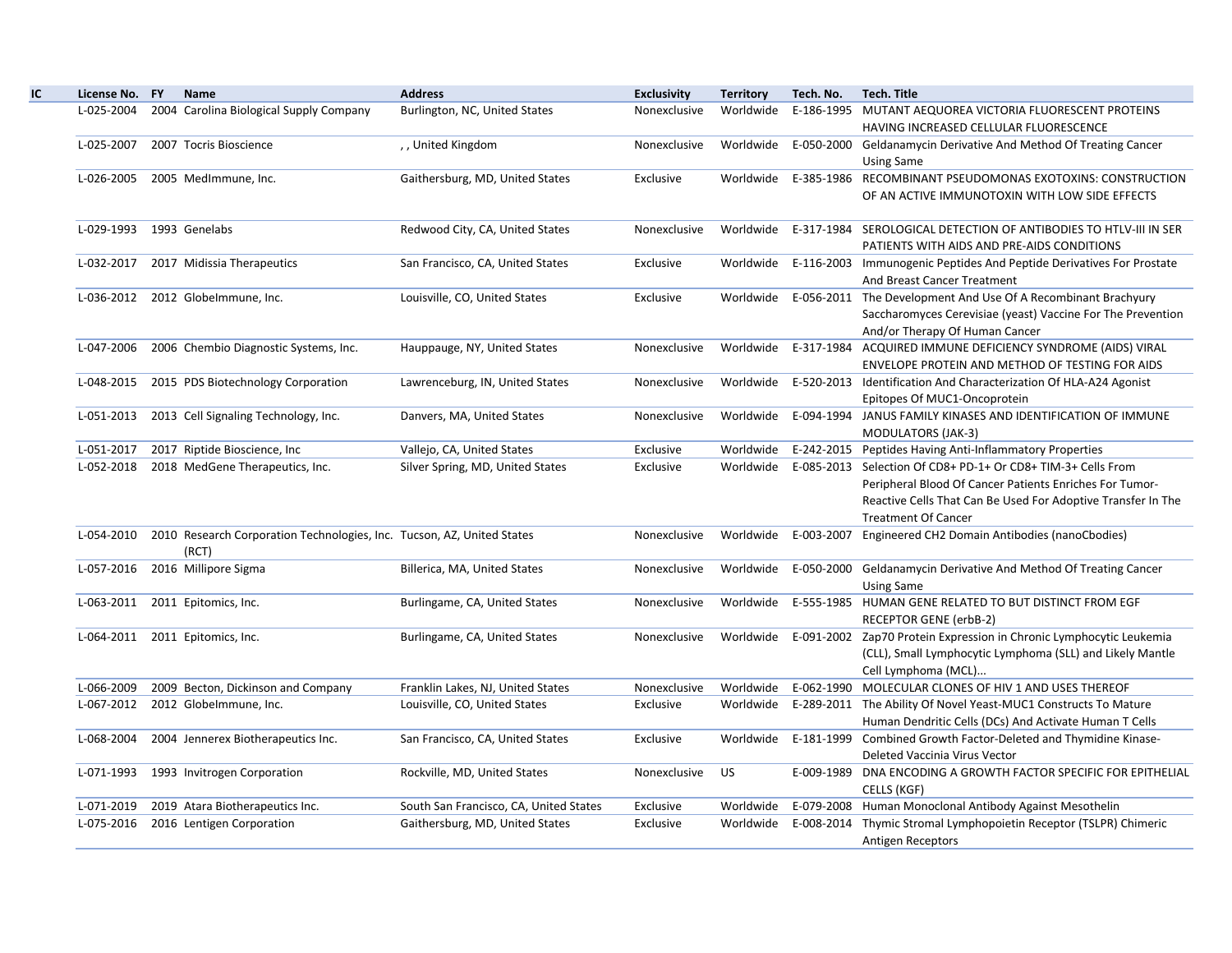| IC | License No. | FY | Name | Address | Exclusivity | Territory | Tech. No. | Tech. Title |
|---|---|---|---|---|---|---|---|---|
| | L-025-2004 | 2004 | Carolina Biological Supply Company | Burlington, NC, United States | Nonexclusive | Worldwide | E-186-1995 | MUTANT AEQUOREA VICTORIA FLUORESCENT PROTEINS HAVING INCREASED CELLULAR FLUORESCENCE |
| | L-025-2007 | 2007 | Tocris Bioscience | , , United Kingdom | Nonexclusive | Worldwide | E-050-2000 | Geldanamycin Derivative And Method Of Treating Cancer Using Same |
| | L-026-2005 | 2005 | MedImmune, Inc. | Gaithersburg, MD, United States | Exclusive | Worldwide | E-385-1986 | RECOMBINANT PSEUDOMONAS EXOTOXINS: CONSTRUCTION OF AN ACTIVE IMMUNOTOXIN WITH LOW SIDE EFFECTS |
| | L-029-1993 | 1993 | Genelabs | Redwood City, CA, United States | Nonexclusive | Worldwide | E-317-1984 | SEROLOGICAL DETECTION OF ANTIBODIES TO HTLV-III IN SER PATIENTS WITH AIDS AND PRE-AIDS CONDITIONS |
| | L-032-2017 | 2017 | Midissia Therapeutics | San Francisco, CA, United States | Exclusive | Worldwide | E-116-2003 | Immunogenic Peptides And Peptide Derivatives For Prostate And Breast Cancer Treatment |
| | L-036-2012 | 2012 | GlobeImmune, Inc. | Louisville, CO, United States | Exclusive | Worldwide | E-056-2011 | The Development And Use Of A Recombinant Brachyury Saccharomyces Cerevisiae (yeast) Vaccine For The Prevention And/or Therapy Of Human Cancer |
| | L-047-2006 | 2006 | Chembio Diagnostic Systems, Inc. | Hauppauge, NY, United States | Nonexclusive | Worldwide | E-317-1984 | ACQUIRED IMMUNE DEFICIENCY SYNDROME (AIDS) VIRAL ENVELOPE PROTEIN AND METHOD OF TESTING FOR AIDS |
| | L-048-2015 | 2015 | PDS Biotechnology Corporation | Lawrenceburg, IN, United States | Nonexclusive | Worldwide | E-520-2013 | Identification And Characterization Of HLA-A24 Agonist Epitopes Of MUC1-Oncoprotein |
| | L-051-2013 | 2013 | Cell Signaling Technology, Inc. | Danvers, MA, United States | Nonexclusive | Worldwide | E-094-1994 | JANUS FAMILY KINASES AND IDENTIFICATION OF IMMUNE MODULATORS (JAK-3) |
| | L-051-2017 | 2017 | Riptide Bioscience, Inc | Vallejo, CA, United States | Exclusive | Worldwide | E-242-2015 | Peptides Having Anti-Inflammatory Properties |
| | L-052-2018 | 2018 | MedGene Therapeutics, Inc. | Silver Spring, MD, United States | Exclusive | Worldwide | E-085-2013 | Selection Of CD8+ PD-1+ Or CD8+ TIM-3+ Cells From Peripheral Blood Of Cancer Patients Enriches For Tumor-Reactive Cells That Can Be Used For Adoptive Transfer In The Treatment Of Cancer |
| | L-054-2010 | 2010 | Research Corporation Technologies, Inc. (RCT) | Tucson, AZ, United States | Nonexclusive | Worldwide | E-003-2007 | Engineered CH2 Domain Antibodies (nanoCbodies) |
| | L-057-2016 | 2016 | Millipore Sigma | Billerica, MA, United States | Nonexclusive | Worldwide | E-050-2000 | Geldanamycin Derivative And Method Of Treating Cancer Using Same |
| | L-063-2011 | 2011 | Epitomics, Inc. | Burlingame, CA, United States | Nonexclusive | Worldwide | E-555-1985 | HUMAN GENE RELATED TO BUT DISTINCT FROM EGF RECEPTOR GENE (erbB-2) |
| | L-064-2011 | 2011 | Epitomics, Inc. | Burlingame, CA, United States | Nonexclusive | Worldwide | E-091-2002 | Zap70 Protein Expression in Chronic Lymphocytic Leukemia (CLL), Small Lymphocytic Lymphoma (SLL) and Likely Mantle Cell Lymphoma (MCL)... |
| | L-066-2009 | 2009 | Becton, Dickinson and Company | Franklin Lakes, NJ, United States | Nonexclusive | Worldwide | E-062-1990 | MOLECULAR CLONES OF HIV 1 AND USES THEREOF |
| | L-067-2012 | 2012 | GlobeImmune, Inc. | Louisville, CO, United States | Exclusive | Worldwide | E-289-2011 | The Ability Of Novel Yeast-MUC1 Constructs To Mature Human Dendritic Cells (DCs) And Activate Human T Cells |
| | L-068-2004 | 2004 | Jennerex Biotherapeutics Inc. | San Francisco, CA, United States | Exclusive | Worldwide | E-181-1999 | Combined Growth Factor-Deleted and Thymidine Kinase-Deleted Vaccinia Virus Vector |
| | L-071-1993 | 1993 | Invitrogen Corporation | Rockville, MD, United States | Nonexclusive | US | E-009-1989 | DNA ENCODING A GROWTH FACTOR SPECIFIC FOR EPITHELIAL CELLS (KGF) |
| | L-071-2019 | 2019 | Atara Biotherapeutics Inc. | South San Francisco, CA, United States | Exclusive | Worldwide | E-079-2008 | Human Monoclonal Antibody Against Mesothelin |
| | L-075-2016 | 2016 | Lentigen Corporation | Gaithersburg, MD, United States | Exclusive | Worldwide | E-008-2014 | Thymic Stromal Lymphopoietin Receptor (TSLPR) Chimeric Antigen Receptors |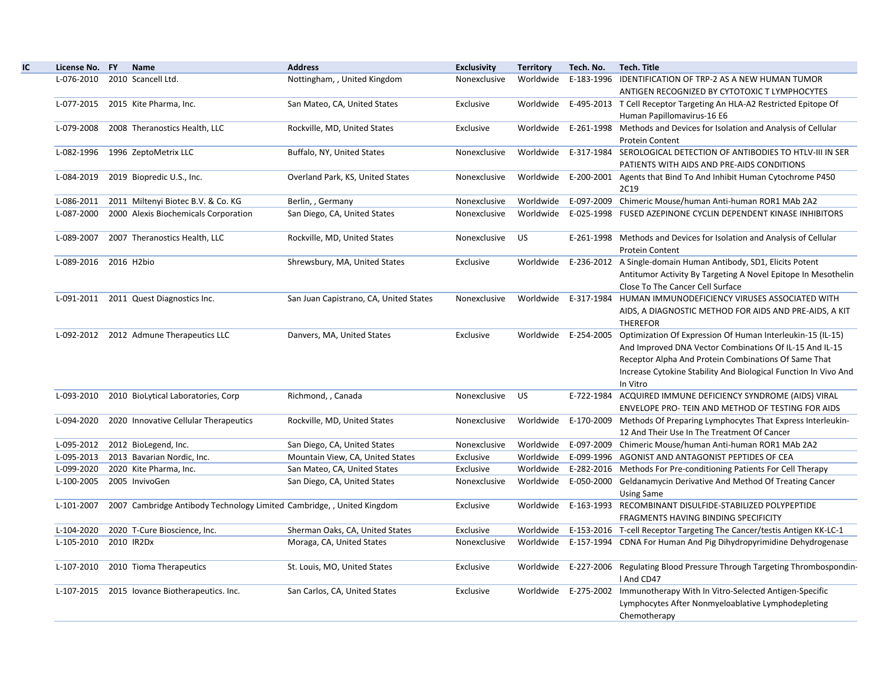| IC | License No. | FY | Name | Address | Exclusivity | Territory | Tech. No. | Tech. Title |
|---|---|---|---|---|---|---|---|---|
| | L-076-2010 | 2010 | Scancell Ltd. | Nottingham, , United Kingdom | Nonexclusive | Worldwide | E-183-1996 | IDENTIFICATION OF TRP-2 AS A NEW HUMAN TUMOR ANTIGEN RECOGNIZED BY CYTOTOXIC T LYMPHOCYTES |
| | L-077-2015 | 2015 | Kite Pharma, Inc. | San Mateo, CA, United States | Exclusive | Worldwide | E-495-2013 | T Cell Receptor Targeting An HLA-A2 Restricted Epitope Of Human Papillomavirus-16 E6 |
| | L-079-2008 | 2008 | Theranostics Health, LLC | Rockville, MD, United States | Exclusive | Worldwide | E-261-1998 | Methods and Devices for Isolation and Analysis of Cellular Protein Content |
| | L-082-1996 | 1996 | ZeptoMetrix LLC | Buffalo, NY, United States | Nonexclusive | Worldwide | E-317-1984 | SEROLOGICAL DETECTION OF ANTIBODIES TO HTLV-III IN SER PATIENTS WITH AIDS AND PRE-AIDS CONDITIONS |
| | L-084-2019 | 2019 | Biopredic U.S., Inc. | Overland Park, KS, United States | Nonexclusive | Worldwide | E-200-2001 | Agents that Bind To And Inhibit Human Cytochrome P450 2C19 |
| | L-086-2011 | 2011 | Miltenyi Biotec B.V. & Co. KG | Berlin, , Germany | Nonexclusive | Worldwide | E-097-2009 | Chimeric Mouse/human Anti-human ROR1 MAb 2A2 |
| | L-087-2000 | 2000 | Alexis Biochemicals Corporation | San Diego, CA, United States | Nonexclusive | Worldwide | E-025-1998 | FUSED AZEPINONE CYCLIN DEPENDENT KINASE INHIBITORS |
| | L-089-2007 | 2007 | Theranostics Health, LLC | Rockville, MD, United States | Nonexclusive | US | E-261-1998 | Methods and Devices for Isolation and Analysis of Cellular Protein Content |
| | L-089-2016 | 2016 | H2bio | Shrewsbury, MA, United States | Exclusive | Worldwide | E-236-2012 | A Single-domain Human Antibody, SD1, Elicits Potent Antitumor Activity By Targeting A Novel Epitope In Mesothelin Close To The Cancer Cell Surface |
| | L-091-2011 | 2011 | Quest Diagnostics Inc. | San Juan Capistrano, CA, United States | Nonexclusive | Worldwide | E-317-1984 | HUMAN IMMUNODEFICIENCY VIRUSES ASSOCIATED WITH AIDS, A DIAGNOSTIC METHOD FOR AIDS AND PRE-AIDS, A KIT THEREFOR |
| | L-092-2012 | 2012 | Admune Therapeutics LLC | Danvers, MA, United States | Exclusive | Worldwide | E-254-2005 | Optimization Of Expression Of Human Interleukin-15 (IL-15) And Improved DNA Vector Combinations Of IL-15 And IL-15 Receptor Alpha And Protein Combinations Of Same That Increase Cytokine Stability And Biological Function In Vivo And In Vitro |
| | L-093-2010 | 2010 | BioLytical Laboratories, Corp | Richmond, , Canada | Nonexclusive | US | E-722-1984 | ACQUIRED IMMUNE DEFICIENCY SYNDROME (AIDS) VIRAL ENVELOPE PRO- TEIN AND METHOD OF TESTING FOR AIDS |
| | L-094-2020 | 2020 | Innovative Cellular Therapeutics | Rockville, MD, United States | Nonexclusive | Worldwide | E-170-2009 | Methods Of Preparing Lymphocytes That Express Interleukin-12 And Their Use In The Treatment Of Cancer |
| | L-095-2012 | 2012 | BioLegend, Inc. | San Diego, CA, United States | Nonexclusive | Worldwide | E-097-2009 | Chimeric Mouse/human Anti-human ROR1 MAb 2A2 |
| | L-095-2013 | 2013 | Bavarian Nordic, Inc. | Mountain View, CA, United States | Exclusive | Worldwide | E-099-1996 | AGONIST AND ANTAGONIST PEPTIDES OF CEA |
| | L-099-2020 | 2020 | Kite Pharma, Inc. | San Mateo, CA, United States | Exclusive | Worldwide | E-282-2016 | Methods For Pre-conditioning Patients For Cell Therapy |
| | L-100-2005 | 2005 | InvivoGen | San Diego, CA, United States | Nonexclusive | Worldwide | E-050-2000 | Geldanamycin Derivative And Method Of Treating Cancer Using Same |
| | L-101-2007 | 2007 | Cambridge Antibody Technology Limited | Cambridge, , United Kingdom | Exclusive | Worldwide | E-163-1993 | RECOMBINANT DISULFIDE-STABILIZED POLYPEPTIDE FRAGMENTS HAVING BINDING SPECIFICITY |
| | L-104-2020 | 2020 | T-Cure Bioscience, Inc. | Sherman Oaks, CA, United States | Exclusive | Worldwide | E-153-2016 | T-cell Receptor Targeting The Cancer/testis Antigen KK-LC-1 |
| | L-105-2010 | 2010 | IR2Dx | Moraga, CA, United States | Nonexclusive | Worldwide | E-157-1994 | CDNA For Human And Pig Dihydropyrimidine Dehydrogenase |
| | L-107-2010 | 2010 | Tioma Therapeutics | St. Louis, MO, United States | Exclusive | Worldwide | E-227-2006 | Regulating Blood Pressure Through Targeting Thrombospondin-l And CD47 |
| | L-107-2015 | 2015 | Iovance Biotherapeutics. Inc. | San Carlos, CA, United States | Exclusive | Worldwide | E-275-2002 | Immunotherapy With In Vitro-Selected Antigen-Specific Lymphocytes After Nonmyeloablative Lymphodepleting Chemotherapy |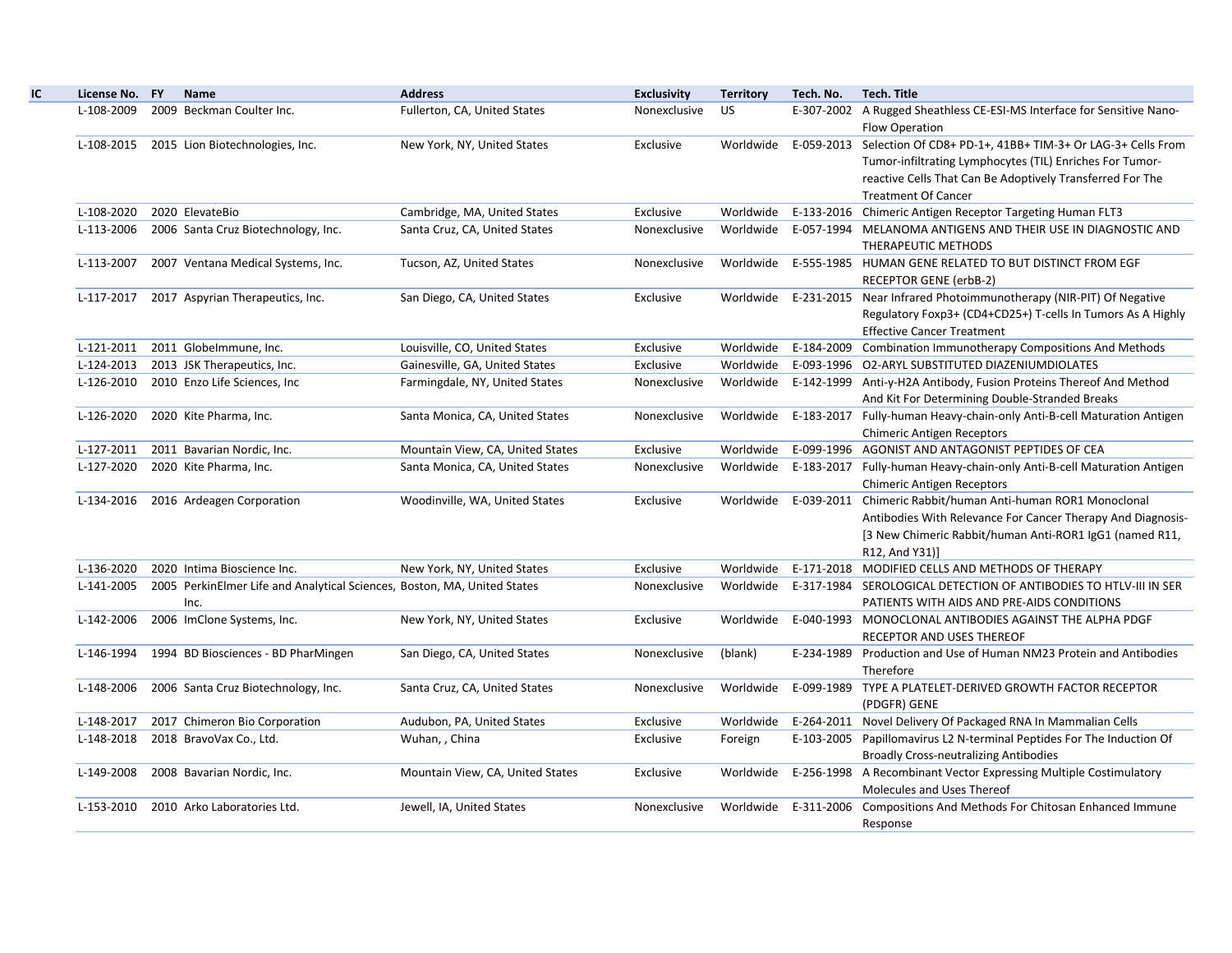| IC | License No. | FY | Name | Address | Exclusivity | Territory | Tech. No. | Tech. Title |
|---|---|---|---|---|---|---|---|---|
| | L-108-2009 | 2009 | Beckman Coulter Inc. | Fullerton, CA, United States | Nonexclusive | US | E-307-2002 | A Rugged Sheathless CE-ESI-MS Interface for Sensitive Nano-Flow Operation |
| | L-108-2015 | 2015 | Lion Biotechnologies, Inc. | New York, NY, United States | Exclusive | Worldwide | E-059-2013 | Selection Of CD8+ PD-1+, 41BB+ TIM-3+ Or LAG-3+ Cells From Tumor-infiltrating Lymphocytes (TIL) Enriches For Tumor-reactive Cells That Can Be Adoptively Transferred For The Treatment Of Cancer |
| | L-108-2020 | 2020 | ElevateBio | Cambridge, MA, United States | Exclusive | Worldwide | E-133-2016 | Chimeric Antigen Receptor Targeting Human FLT3 |
| | L-113-2006 | 2006 | Santa Cruz Biotechnology, Inc. | Santa Cruz, CA, United States | Nonexclusive | Worldwide | E-057-1994 | MELANOMA ANTIGENS AND THEIR USE IN DIAGNOSTIC AND THERAPEUTIC METHODS |
| | L-113-2007 | 2007 | Ventana Medical Systems, Inc. | Tucson, AZ, United States | Nonexclusive | Worldwide | E-555-1985 | HUMAN GENE RELATED TO BUT DISTINCT FROM EGF RECEPTOR GENE (erbB-2) |
| | L-117-2017 | 2017 | Aspyrian Therapeutics, Inc. | San Diego, CA, United States | Exclusive | Worldwide | E-231-2015 | Near Infrared Photoimmunotherapy (NIR-PIT) Of Negative Regulatory Foxp3+ (CD4+CD25+) T-cells In Tumors As A Highly Effective Cancer Treatment |
| | L-121-2011 | 2011 | GlobeImmune, Inc. | Louisville, CO, United States | Exclusive | Worldwide | E-184-2009 | Combination Immunotherapy Compositions And Methods |
| | L-124-2013 | 2013 | JSK Therapeutics, Inc. | Gainesville, GA, United States | Exclusive | Worldwide | E-093-1996 | O2-ARYL SUBSTITUTED DIAZENIUMDIOLATES |
| | L-126-2010 | 2010 | Enzo Life Sciences, Inc | Farmingdale, NY, United States | Nonexclusive | Worldwide | E-142-1999 | Anti-γ-H2A Antibody, Fusion Proteins Thereof And Method And Kit For Determining Double-Stranded Breaks |
| | L-126-2020 | 2020 | Kite Pharma, Inc. | Santa Monica, CA, United States | Nonexclusive | Worldwide | E-183-2017 | Fully-human Heavy-chain-only Anti-B-cell Maturation Antigen Chimeric Antigen Receptors |
| | L-127-2011 | 2011 | Bavarian Nordic, Inc. | Mountain View, CA, United States | Exclusive | Worldwide | E-099-1996 | AGONIST AND ANTAGONIST PEPTIDES OF CEA |
| | L-127-2020 | 2020 | Kite Pharma, Inc. | Santa Monica, CA, United States | Nonexclusive | Worldwide | E-183-2017 | Fully-human Heavy-chain-only Anti-B-cell Maturation Antigen Chimeric Antigen Receptors |
| | L-134-2016 | 2016 | Ardeagen Corporation | Woodinville, WA, United States | Exclusive | Worldwide | E-039-2011 | Chimeric Rabbit/human Anti-human ROR1 Monoclonal Antibodies With Relevance For Cancer Therapy And Diagnosis-[3 New Chimeric Rabbit/human Anti-ROR1 IgG1 (named R11, R12, And Y31)] |
| | L-136-2020 | 2020 | Intima Bioscience Inc. | New York, NY, United States | Exclusive | Worldwide | E-171-2018 | MODIFIED CELLS AND METHODS OF THERAPY |
| | L-141-2005 | 2005 | PerkinElmer Life and Analytical Sciences, Inc. | Boston, MA, United States | Nonexclusive | Worldwide | E-317-1984 | SEROLOGICAL DETECTION OF ANTIBODIES TO HTLV-III IN SER PATIENTS WITH AIDS AND PRE-AIDS CONDITIONS |
| | L-142-2006 | 2006 | ImClone Systems, Inc. | New York, NY, United States | Exclusive | Worldwide | E-040-1993 | MONOCLONAL ANTIBODIES AGAINST THE ALPHA PDGF RECEPTOR AND USES THEREOF |
| | L-146-1994 | 1994 | BD Biosciences - BD PharMingen | San Diego, CA, United States | Nonexclusive | (blank) | E-234-1989 | Production and Use of Human NM23 Protein and Antibodies Therefore |
| | L-148-2006 | 2006 | Santa Cruz Biotechnology, Inc. | Santa Cruz, CA, United States | Nonexclusive | Worldwide | E-099-1989 | TYPE A PLATELET-DERIVED GROWTH FACTOR RECEPTOR (PDGFR) GENE |
| | L-148-2017 | 2017 | Chimeron Bio Corporation | Audubon, PA, United States | Exclusive | Worldwide | E-264-2011 | Novel Delivery Of Packaged RNA In Mammalian Cells |
| | L-148-2018 | 2018 | BravoVax Co., Ltd. | Wuhan, , China | Exclusive | Foreign | E-103-2005 | Papillomavirus L2 N-terminal Peptides For The Induction Of Broadly Cross-neutralizing Antibodies |
| | L-149-2008 | 2008 | Bavarian Nordic, Inc. | Mountain View, CA, United States | Exclusive | Worldwide | E-256-1998 | A Recombinant Vector Expressing Multiple Costimulatory Molecules and Uses Thereof |
| | L-153-2010 | 2010 | Arko Laboratories Ltd. | Jewell, IA, United States | Nonexclusive | Worldwide | E-311-2006 | Compositions And Methods For Chitosan Enhanced Immune Response |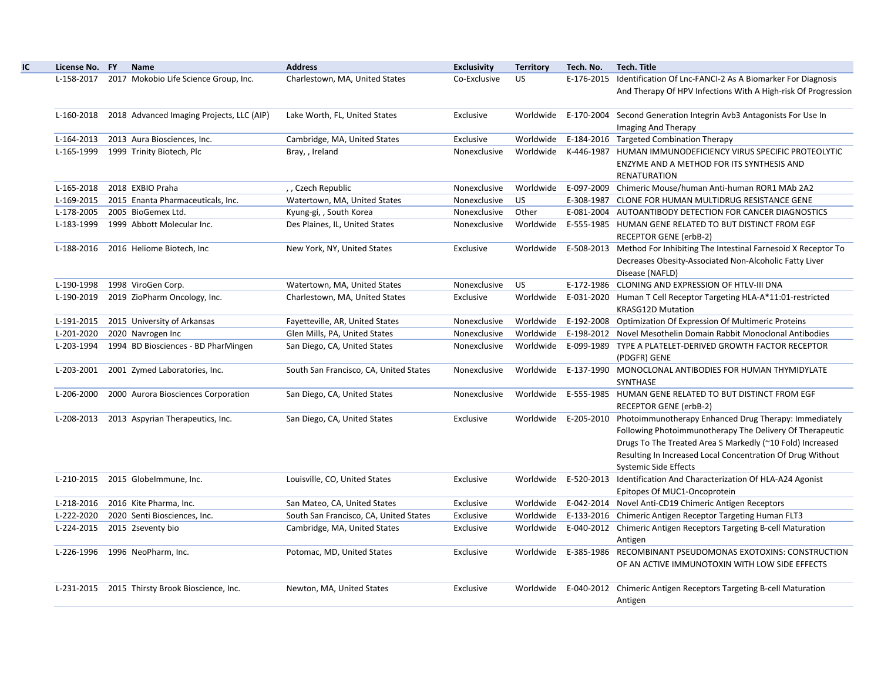| IC | License No. | FY | Name | Address | Exclusivity | Territory | Tech. No. | Tech. Title |
|---|---|---|---|---|---|---|---|---|
| | L-158-2017 | 2017 | Mokobio Life Science Group, Inc. | Charlestown, MA, United States | Co-Exclusive | US | E-176-2015 | Identification Of Lnc-FANCI-2 As A Biomarker For Diagnosis And Therapy Of HPV Infections With A High-risk Of Progression |
| | L-160-2018 | 2018 | Advanced Imaging Projects, LLC (AIP) | Lake Worth, FL, United States | Exclusive | Worldwide | E-170-2004 | Second Generation Integrin Avb3 Antagonists For Use In Imaging And Therapy |
| | L-164-2013 | 2013 | Aura Biosciences, Inc. | Cambridge, MA, United States | Exclusive | Worldwide | E-184-2016 | Targeted Combination Therapy |
| | L-165-1999 | 1999 | Trinity Biotech, Plc | Bray, , Ireland | Nonexclusive | Worldwide | K-446-1987 | HUMAN IMMUNODEFICIENCY VIRUS SPECIFIC PROTEOLYTIC ENZYME AND A METHOD FOR ITS SYNTHESIS AND RENATURATION |
| | L-165-2018 | 2018 | EXBIO Praha | , , Czech Republic | Nonexclusive | Worldwide | E-097-2009 | Chimeric Mouse/human Anti-human ROR1 MAb 2A2 |
| | L-169-2015 | 2015 | Enanta Pharmaceuticals, Inc. | Watertown, MA, United States | Nonexclusive | US | E-308-1987 | CLONE FOR HUMAN MULTIDRUG RESISTANCE GENE |
| | L-178-2005 | 2005 | BioGemex Ltd. | Kyung-gi, , South Korea | Nonexclusive | Other | E-081-2004 | AUTOANTIBODY DETECTION FOR CANCER DIAGNOSTICS |
| | L-183-1999 | 1999 | Abbott Molecular Inc. | Des Plaines, IL, United States | Nonexclusive | Worldwide | E-555-1985 | HUMAN GENE RELATED TO BUT DISTINCT FROM EGF RECEPTOR GENE (erbB-2) |
| | L-188-2016 | 2016 | Heliome Biotech, Inc | New York, NY, United States | Exclusive | Worldwide | E-508-2013 | Method For Inhibiting The Intestinal Farnesoid X Receptor To Decreases Obesity-Associated Non-Alcoholic Fatty Liver Disease (NAFLD) |
| | L-190-1998 | 1998 | ViroGen Corp. | Watertown, MA, United States | Nonexclusive | US | E-172-1986 | CLONING AND EXPRESSION OF HTLV-III DNA |
| | L-190-2019 | 2019 | ZioPharm Oncology, Inc. | Charlestown, MA, United States | Exclusive | Worldwide | E-031-2020 | Human T Cell Receptor Targeting HLA-A*11:01-restricted KRASG12D Mutation |
| | L-191-2015 | 2015 | University of Arkansas | Fayetteville, AR, United States | Nonexclusive | Worldwide | E-192-2008 | Optimization Of Expression Of Multimeric Proteins |
| | L-201-2020 | 2020 | Navrogen Inc | Glen Mills, PA, United States | Nonexclusive | Worldwide | E-198-2012 | Novel Mesothelin Domain Rabbit Monoclonal Antibodies |
| | L-203-1994 | 1994 | BD Biosciences - BD PharMingen | San Diego, CA, United States | Nonexclusive | Worldwide | E-099-1989 | TYPE A PLATELET-DERIVED GROWTH FACTOR RECEPTOR (PDGFR) GENE |
| | L-203-2001 | 2001 | Zymed Laboratories, Inc. | South San Francisco, CA, United States | Nonexclusive | Worldwide | E-137-1990 | MONOCLONAL ANTIBODIES FOR HUMAN THYMIDYLATE SYNTHASE |
| | L-206-2000 | 2000 | Aurora Biosciences Corporation | San Diego, CA, United States | Nonexclusive | Worldwide | E-555-1985 | HUMAN GENE RELATED TO BUT DISTINCT FROM EGF RECEPTOR GENE (erbB-2) |
| | L-208-2013 | 2013 | Aspyrian Therapeutics, Inc. | San Diego, CA, United States | Exclusive | Worldwide | E-205-2010 | Photoimmunotherapy Enhanced Drug Therapy: Immediately Following Photoimmunotherapy The Delivery Of Therapeutic Drugs To The Treated Area S Markedly (~10 Fold) Increased Resulting In Increased Local Concentration Of Drug Without Systemic Side Effects |
| | L-210-2015 | 2015 | GlobeImmune, Inc. | Louisville, CO, United States | Exclusive | Worldwide | E-520-2013 | Identification And Characterization Of HLA-A24 Agonist Epitopes Of MUC1-Oncoprotein |
| | L-218-2016 | 2016 | Kite Pharma, Inc. | San Mateo, CA, United States | Exclusive | Worldwide | E-042-2014 | Novel Anti-CD19 Chimeric Antigen Receptors |
| | L-222-2020 | 2020 | Senti Biosciences, Inc. | South San Francisco, CA, United States | Exclusive | Worldwide | E-133-2016 | Chimeric Antigen Receptor Targeting Human FLT3 |
| | L-224-2015 | 2015 | 2seventy bio | Cambridge, MA, United States | Exclusive | Worldwide | E-040-2012 | Chimeric Antigen Receptors Targeting B-cell Maturation Antigen |
| | L-226-1996 | 1996 | NeoPharm, Inc. | Potomac, MD, United States | Exclusive | Worldwide | E-385-1986 | RECOMBINANT PSEUDOMONAS EXOTOXINS: CONSTRUCTION OF AN ACTIVE IMMUNOTOXIN WITH LOW SIDE EFFECTS |
| | L-231-2015 | 2015 | Thirsty Brook Bioscience, Inc. | Newton, MA, United States | Exclusive | Worldwide | E-040-2012 | Chimeric Antigen Receptors Targeting B-cell Maturation Antigen |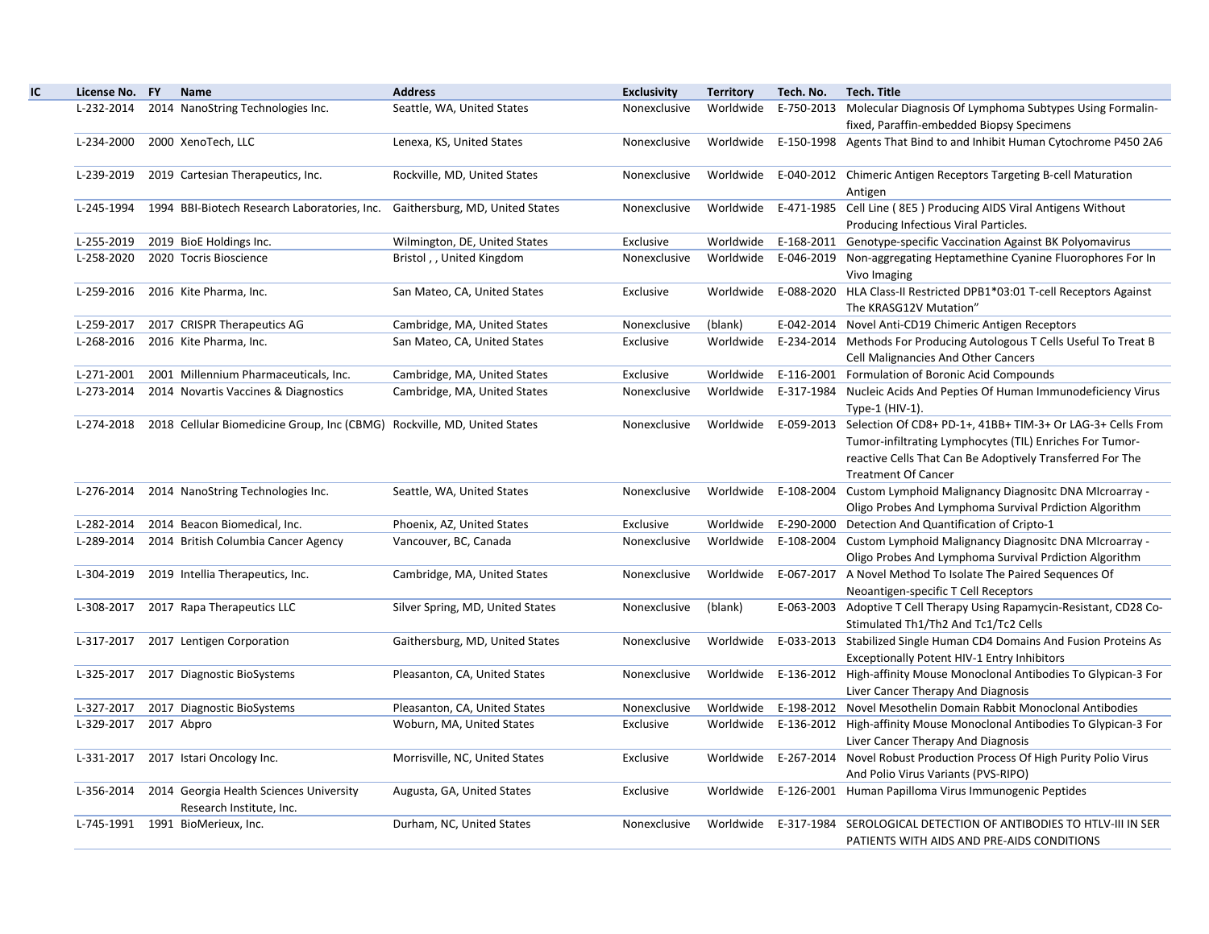| IC | License No. | FY | Name | Address | Exclusivity | Territory | Tech. No. | Tech. Title |
|---|---|---|---|---|---|---|---|---|
| | L-232-2014 | 2014 | NanoString Technologies Inc. | Seattle, WA, United States | Nonexclusive | Worldwide | E-750-2013 | Molecular Diagnosis Of Lymphoma Subtypes Using Formalin-fixed, Paraffin-embedded Biopsy Specimens |
| | L-234-2000 | 2000 | XenoTech, LLC | Lenexa, KS, United States | Nonexclusive | Worldwide | E-150-1998 | Agents That Bind to and Inhibit Human Cytochrome P450 2A6 |
| | L-239-2019 | 2019 | Cartesian Therapeutics, Inc. | Rockville, MD, United States | Nonexclusive | Worldwide | E-040-2012 | Chimeric Antigen Receptors Targeting B-cell Maturation Antigen |
| | L-245-1994 | 1994 | BBI-Biotech Research Laboratories, Inc. | Gaithersburg, MD, United States | Nonexclusive | Worldwide | E-471-1985 | Cell Line ( 8E5 ) Producing AIDS Viral Antigens Without Producing Infectious Viral Particles. |
| | L-255-2019 | 2019 | BioE Holdings Inc. | Wilmington, DE, United States | Exclusive | Worldwide | E-168-2011 | Genotype-specific Vaccination Against BK Polyomavirus |
| | L-258-2020 | 2020 | Tocris Bioscience | Bristol , , United Kingdom | Nonexclusive | Worldwide | E-046-2019 | Non-aggregating Heptamethine Cyanine Fluorophores For In Vivo Imaging |
| | L-259-2016 | 2016 | Kite Pharma, Inc. | San Mateo, CA, United States | Exclusive | Worldwide | E-088-2020 | HLA Class-II Restricted DPB1*03:01 T-cell Receptors Against The KRASG12V Mutation” |
| | L-259-2017 | 2017 | CRISPR Therapeutics AG | Cambridge, MA, United States | Nonexclusive | (blank) | E-042-2014 | Novel Anti-CD19 Chimeric Antigen Receptors |
| | L-268-2016 | 2016 | Kite Pharma, Inc. | San Mateo, CA, United States | Exclusive | Worldwide | E-234-2014 | Methods For Producing Autologous T Cells Useful To Treat B Cell Malignancies And Other Cancers |
| | L-271-2001 | 2001 | Millennium Pharmaceuticals, Inc. | Cambridge, MA, United States | Exclusive | Worldwide | E-116-2001 | Formulation of Boronic Acid Compounds |
| | L-273-2014 | 2014 | Novartis Vaccines & Diagnostics | Cambridge, MA, United States | Nonexclusive | Worldwide | E-317-1984 | Nucleic Acids And Pepties Of Human Immunodeficiency Virus Type-1 (HIV-1). |
| | L-274-2018 | 2018 | Cellular Biomedicine Group, Inc (CBMG) | Rockville, MD, United States | Nonexclusive | Worldwide | E-059-2013 | Selection Of CD8+ PD-1+, 41BB+ TIM-3+ Or LAG-3+ Cells From Tumor-infiltrating Lymphocytes (TIL) Enriches For Tumor-reactive Cells That Can Be Adoptively Transferred For The Treatment Of Cancer |
| | L-276-2014 | 2014 | NanoString Technologies Inc. | Seattle, WA, United States | Nonexclusive | Worldwide | E-108-2004 | Custom Lymphoid Malignancy Diagnositc DNA MIcroarray - Oligo Probes And Lymphoma Survival Prdiction Algorithm |
| | L-282-2014 | 2014 | Beacon Biomedical, Inc. | Phoenix, AZ, United States | Exclusive | Worldwide | E-290-2000 | Detection And Quantification of Cripto-1 |
| | L-289-2014 | 2014 | British Columbia Cancer Agency | Vancouver, BC, Canada | Nonexclusive | Worldwide | E-108-2004 | Custom Lymphoid Malignancy Diagnositc DNA MIcroarray - Oligo Probes And Lymphoma Survival Prdiction Algorithm |
| | L-304-2019 | 2019 | Intellia Therapeutics, Inc. | Cambridge, MA, United States | Nonexclusive | Worldwide | E-067-2017 | A Novel Method To Isolate The Paired Sequences Of Neoantigen-specific T Cell Receptors |
| | L-308-2017 | 2017 | Rapa Therapeutics LLC | Silver Spring, MD, United States | Nonexclusive | (blank) | E-063-2003 | Adoptive T Cell Therapy Using Rapamycin-Resistant, CD28 Co-Stimulated Th1/Th2 And Tc1/Tc2 Cells |
| | L-317-2017 | 2017 | Lentigen Corporation | Gaithersburg, MD, United States | Nonexclusive | Worldwide | E-033-2013 | Stabilized Single Human CD4 Domains And Fusion Proteins As Exceptionally Potent HIV-1 Entry Inhibitors |
| | L-325-2017 | 2017 | Diagnostic BioSystems | Pleasanton, CA, United States | Nonexclusive | Worldwide | E-136-2012 | High-affinity Mouse Monoclonal Antibodies To Glypican-3 For Liver Cancer Therapy And Diagnosis |
| | L-327-2017 | 2017 | Diagnostic BioSystems | Pleasanton, CA, United States | Nonexclusive | Worldwide | E-198-2012 | Novel Mesothelin Domain Rabbit Monoclonal Antibodies |
| | L-329-2017 | 2017 | Abpro | Woburn, MA, United States | Exclusive | Worldwide | E-136-2012 | High-affinity Mouse Monoclonal Antibodies To Glypican-3 For Liver Cancer Therapy And Diagnosis |
| | L-331-2017 | 2017 | Istari Oncology Inc. | Morrisville, NC, United States | Exclusive | Worldwide | E-267-2014 | Novel Robust Production Process Of High Purity Polio Virus And Polio Virus Variants (PVS-RIPO) |
| | L-356-2014 | 2014 | Georgia Health Sciences University Research Institute, Inc. | Augusta, GA, United States | Exclusive | Worldwide | E-126-2001 | Human Papilloma Virus Immunogenic Peptides |
| | L-745-1991 | 1991 | BioMerieux, Inc. | Durham, NC, United States | Nonexclusive | Worldwide | E-317-1984 | SEROLOGICAL DETECTION OF ANTIBODIES TO HTLV-III IN SER PATIENTS WITH AIDS AND PRE-AIDS CONDITIONS |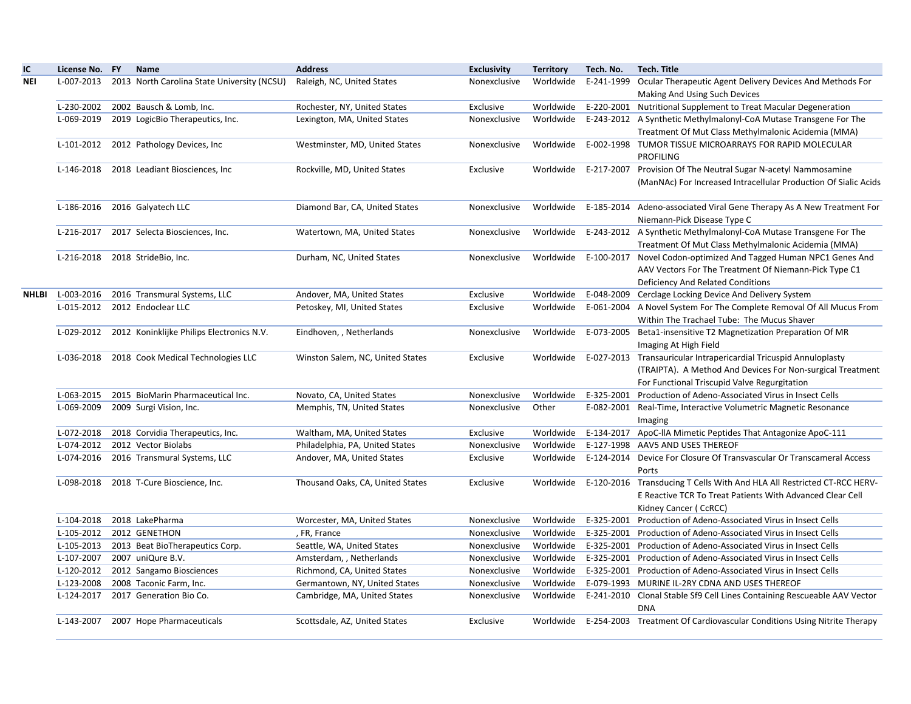| IC | License No. | FY | Name | Address | Exclusivity | Territory | Tech. No. | Tech. Title |
|---|---|---|---|---|---|---|---|---|
| NEI | L-007-2013 | 2013 | North Carolina State University (NCSU) | Raleigh, NC, United States | Nonexclusive | Worldwide | E-241-1999 | Ocular Therapeutic Agent Delivery Devices And Methods For Making And Using Such Devices |
| | L-230-2002 | 2002 | Bausch & Lomb, Inc. | Rochester, NY, United States | Exclusive | Worldwide | E-220-2001 | Nutritional Supplement to Treat Macular Degeneration |
| | L-069-2019 | 2019 | LogicBio Therapeutics, Inc. | Lexington, MA, United States | Nonexclusive | Worldwide | E-243-2012 | A Synthetic Methylmalonyl-CoA Mutase Transgene For The Treatment Of Mut Class Methylmalonic Acidemia (MMA) |
| | L-101-2012 | 2012 | Pathology Devices, Inc | Westminster, MD, United States | Nonexclusive | Worldwide | E-002-1998 | TUMOR TISSUE MICROARRAYS FOR RAPID MOLECULAR PROFILING |
| | L-146-2018 | 2018 | Leadiant Biosciences, Inc | Rockville, MD, United States | Exclusive | Worldwide | E-217-2007 | Provision Of The Neutral Sugar N-acetyl Nammosamine (ManNAc) For Increased Intracellular Production Of Sialic Acids |
| | L-186-2016 | 2016 | Galyatech LLC | Diamond Bar, CA, United States | Nonexclusive | Worldwide | E-185-2014 | Adeno-associated Viral Gene Therapy As A New Treatment For Niemann-Pick Disease Type C |
| | L-216-2017 | 2017 | Selecta Biosciences, Inc. | Watertown, MA, United States | Nonexclusive | Worldwide | E-243-2012 | A Synthetic Methylmalonyl-CoA Mutase Transgene For The Treatment Of Mut Class Methylmalonic Acidemia (MMA) |
| | L-216-2018 | 2018 | StrideBio, Inc. | Durham, NC, United States | Nonexclusive | Worldwide | E-100-2017 | Novel Codon-optimized And Tagged Human NPC1 Genes And AAV Vectors For The Treatment Of Niemann-Pick Type C1 Deficiency And Related Conditions |
| NHLBI | L-003-2016 | 2016 | Transmural Systems, LLC | Andover, MA, United States | Exclusive | Worldwide | E-048-2009 | Cerclage Locking Device And Delivery System |
| | L-015-2012 | 2012 | Endoclear LLC | Petoskey, MI, United States | Exclusive | Worldwide | E-061-2004 | A Novel System For The Complete Removal Of All Mucus From Within The Trachael Tube: The Mucus Shaver |
| | L-029-2012 | 2012 | Koninklijke Philips Electronics N.V. | Eindhoven, , Netherlands | Nonexclusive | Worldwide | E-073-2005 | Beta1-insensitive T2 Magnetization Preparation Of MR Imaging At High Field |
| | L-036-2018 | 2018 | Cook Medical Technologies LLC | Winston Salem, NC, United States | Exclusive | Worldwide | E-027-2013 | Transauricular Intrapericardial Tricuspid Annuloplasty (TRAIPTA). A Method And Devices For Non-surgical Treatment For Functional Triscupid Valve Regurgitation |
| | L-063-2015 | 2015 | BioMarin Pharmaceutical Inc. | Novato, CA, United States | Nonexclusive | Worldwide | E-325-2001 | Production of Adeno-Associated Virus in Insect Cells |
| | L-069-2009 | 2009 | Surgi Vision, Inc. | Memphis, TN, United States | Nonexclusive | Other | E-082-2001 | Real-Time, Interactive Volumetric Magnetic Resonance Imaging |
| | L-072-2018 | 2018 | Corvidia Therapeutics, Inc. | Waltham, MA, United States | Exclusive | Worldwide | E-134-2017 | ApoC-llA Mimetic Peptides That Antagonize ApoC-111 |
| | L-074-2012 | 2012 | Vector Biolabs | Philadelphia, PA, United States | Nonexclusive | Worldwide | E-127-1998 | AAV5 AND USES THEREOF |
| | L-074-2016 | 2016 | Transmural Systems, LLC | Andover, MA, United States | Exclusive | Worldwide | E-124-2014 | Device For Closure Of Transvascular Or Transcameral Access Ports |
| | L-098-2018 | 2018 | T-Cure Bioscience, Inc. | Thousand Oaks, CA, United States | Exclusive | Worldwide | E-120-2016 | Transducing T Cells With And HLA All Restricted CT-RCC HERV-E Reactive TCR To Treat Patients With Advanced Clear Cell Kidney Cancer ( CcRCC) |
| | L-104-2018 | 2018 | LakePharma | Worcester, MA, United States | Nonexclusive | Worldwide | E-325-2001 | Production of Adeno-Associated Virus in Insect Cells |
| | L-105-2012 | 2012 | GENETHON | , FR, France | Nonexclusive | Worldwide | E-325-2001 | Production of Adeno-Associated Virus in Insect Cells |
| | L-105-2013 | 2013 | Beat BioTherapeutics Corp. | Seattle, WA, United States | Nonexclusive | Worldwide | E-325-2001 | Production of Adeno-Associated Virus in Insect Cells |
| | L-107-2007 | 2007 | uniQure B.V. | Amsterdam, , Netherlands | Nonexclusive | Worldwide | E-325-2001 | Production of Adeno-Associated Virus in Insect Cells |
| | L-120-2012 | 2012 | Sangamo Biosciences | Richmond, CA, United States | Nonexclusive | Worldwide | E-325-2001 | Production of Adeno-Associated Virus in Insect Cells |
| | L-123-2008 | 2008 | Taconic Farm, Inc. | Germantown, NY, United States | Nonexclusive | Worldwide | E-079-1993 | MURINE IL-2RY CDNA AND USES THEREOF |
| | L-124-2017 | 2017 | Generation Bio Co. | Cambridge, MA, United States | Nonexclusive | Worldwide | E-241-2010 | Clonal Stable Sf9 Cell Lines Containing Rescueable AAV Vector DNA |
| | L-143-2007 | 2007 | Hope Pharmaceuticals | Scottsdale, AZ, United States | Exclusive | Worldwide | E-254-2003 | Treatment Of Cardiovascular Conditions Using Nitrite Therapy |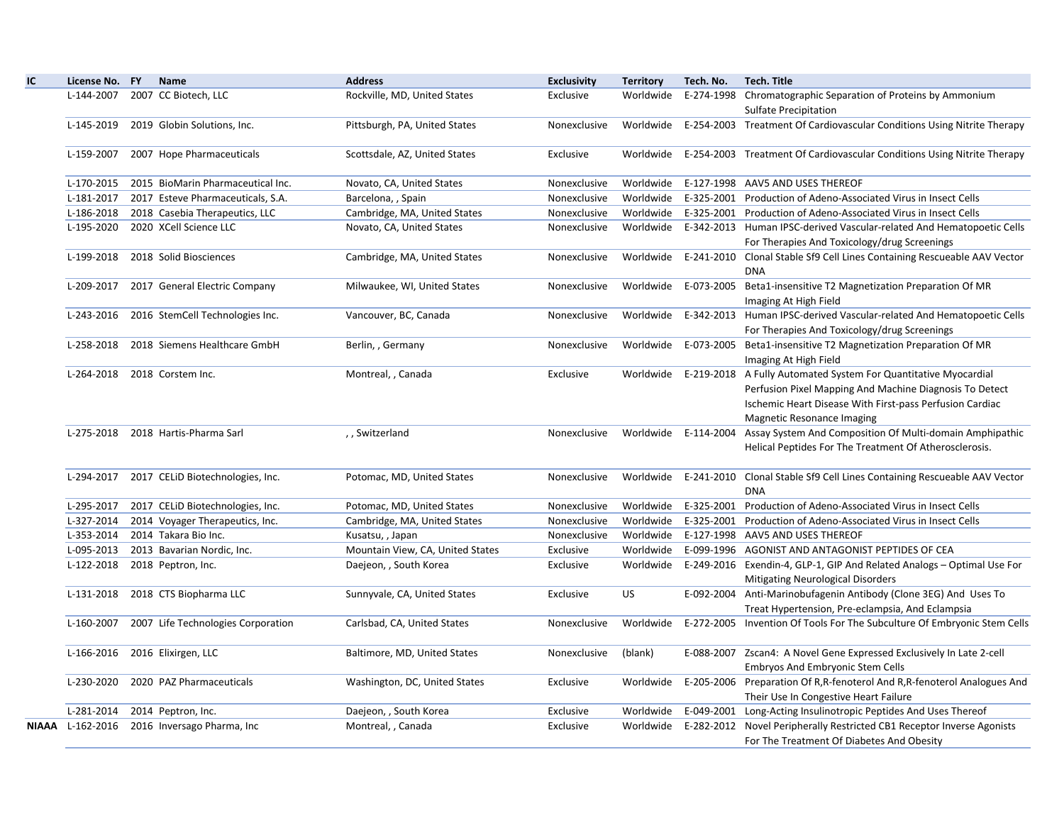| IC | License No. | FY | Name | Address | Exclusivity | Territory | Tech. No. | Tech. Title |
|---|---|---|---|---|---|---|---|---|
| | L-144-2007 | 2007 | CC Biotech, LLC | Rockville, MD, United States | Exclusive | Worldwide | E-274-1998 | Chromatographic Separation of Proteins by Ammonium Sulfate Precipitation |
| | L-145-2019 | 2019 | Globin Solutions, Inc. | Pittsburgh, PA, United States | Nonexclusive | Worldwide | E-254-2003 | Treatment Of Cardiovascular Conditions Using Nitrite Therapy |
| | L-159-2007 | 2007 | Hope Pharmaceuticals | Scottsdale, AZ, United States | Exclusive | Worldwide | E-254-2003 | Treatment Of Cardiovascular Conditions Using Nitrite Therapy |
| | L-170-2015 | 2015 | BioMarin Pharmaceutical Inc. | Novato, CA, United States | Nonexclusive | Worldwide | E-127-1998 | AAV5 AND USES THEREOF |
| | L-181-2017 | 2017 | Esteve Pharmaceuticals, S.A. | Barcelona, , Spain | Nonexclusive | Worldwide | E-325-2001 | Production of Adeno-Associated Virus in Insect Cells |
| | L-186-2018 | 2018 | Casebia Therapeutics, LLC | Cambridge, MA, United States | Nonexclusive | Worldwide | E-325-2001 | Production of Adeno-Associated Virus in Insect Cells |
| | L-195-2020 | 2020 | XCell Science LLC | Novato, CA, United States | Nonexclusive | Worldwide | E-342-2013 | Human IPSC-derived Vascular-related And Hematopoetic Cells For Therapies And Toxicology/drug Screenings |
| | L-199-2018 | 2018 | Solid Biosciences | Cambridge, MA, United States | Nonexclusive | Worldwide | E-241-2010 | Clonal Stable Sf9 Cell Lines Containing Rescueable AAV Vector DNA |
| | L-209-2017 | 2017 | General Electric Company | Milwaukee, WI, United States | Nonexclusive | Worldwide | E-073-2005 | Beta1-insensitive T2 Magnetization Preparation Of MR Imaging At High Field |
| | L-243-2016 | 2016 | StemCell Technologies Inc. | Vancouver, BC, Canada | Nonexclusive | Worldwide | E-342-2013 | Human IPSC-derived Vascular-related And Hematopoetic Cells For Therapies And Toxicology/drug Screenings |
| | L-258-2018 | 2018 | Siemens Healthcare GmbH | Berlin, , Germany | Nonexclusive | Worldwide | E-073-2005 | Beta1-insensitive T2 Magnetization Preparation Of MR Imaging At High Field |
| | L-264-2018 | 2018 | Corstem Inc. | Montreal, , Canada | Exclusive | Worldwide | E-219-2018 | A Fully Automated System For Quantitative Myocardial Perfusion Pixel Mapping And Machine Diagnosis To Detect Ischemic Heart Disease With First-pass Perfusion Cardiac Magnetic Resonance Imaging |
| | L-275-2018 | 2018 | Hartis-Pharma Sarl | , , Switzerland | Nonexclusive | Worldwide | E-114-2004 | Assay System And Composition Of Multi-domain Amphipathic Helical Peptides For The Treatment Of Atherosclerosis. |
| | L-294-2017 | 2017 | CELiD Biotechnologies, Inc. | Potomac, MD, United States | Nonexclusive | Worldwide | E-241-2010 | Clonal Stable Sf9 Cell Lines Containing Rescueable AAV Vector DNA |
| | L-295-2017 | 2017 | CELiD Biotechnologies, Inc. | Potomac, MD, United States | Nonexclusive | Worldwide | E-325-2001 | Production of Adeno-Associated Virus in Insect Cells |
| | L-327-2014 | 2014 | Voyager Therapeutics, Inc. | Cambridge, MA, United States | Nonexclusive | Worldwide | E-325-2001 | Production of Adeno-Associated Virus in Insect Cells |
| | L-353-2014 | 2014 | Takara Bio Inc. | Kusatsu, , Japan | Nonexclusive | Worldwide | E-127-1998 | AAV5 AND USES THEREOF |
| | L-095-2013 | 2013 | Bavarian Nordic, Inc. | Mountain View, CA, United States | Exclusive | Worldwide | E-099-1996 | AGONIST AND ANTAGONIST PEPTIDES OF CEA |
| | L-122-2018 | 2018 | Peptron, Inc. | Daejeon, , South Korea | Exclusive | Worldwide | E-249-2016 | Exendin-4, GLP-1, GIP And Related Analogs – Optimal Use For Mitigating Neurological Disorders |
| | L-131-2018 | 2018 | CTS Biopharma LLC | Sunnyvale, CA, United States | Exclusive | US | E-092-2004 | Anti-Marinobufagenin Antibody (Clone 3EG) And Uses To Treat Hypertension, Pre-eclampsia, And Eclampsia |
| | L-160-2007 | 2007 | Life Technologies Corporation | Carlsbad, CA, United States | Nonexclusive | Worldwide | E-272-2005 | Invention Of Tools For The Subculture Of Embryonic Stem Cells |
| | L-166-2016 | 2016 | Elixirgen, LLC | Baltimore, MD, United States | Nonexclusive | (blank) | E-088-2007 | Zscan4: A Novel Gene Expressed Exclusively In Late 2-cell Embryos And Embryonic Stem Cells |
| | L-230-2020 | 2020 | PAZ Pharmaceuticals | Washington, DC, United States | Exclusive | Worldwide | E-205-2006 | Preparation Of R,R-fenoterol And R,R-fenoterol Analogues And Their Use In Congestive Heart Failure |
| | L-281-2014 | 2014 | Peptron, Inc. | Daejeon, , South Korea | Exclusive | Worldwide | E-049-2001 | Long-Acting Insulinotropic Peptides And Uses Thereof |
| NIAAA | L-162-2016 | 2016 | Inversago Pharma, Inc | Montreal, , Canada | Exclusive | Worldwide | E-282-2012 | Novel Peripherally Restricted CB1 Receptor Inverse Agonists For The Treatment Of Diabetes And Obesity |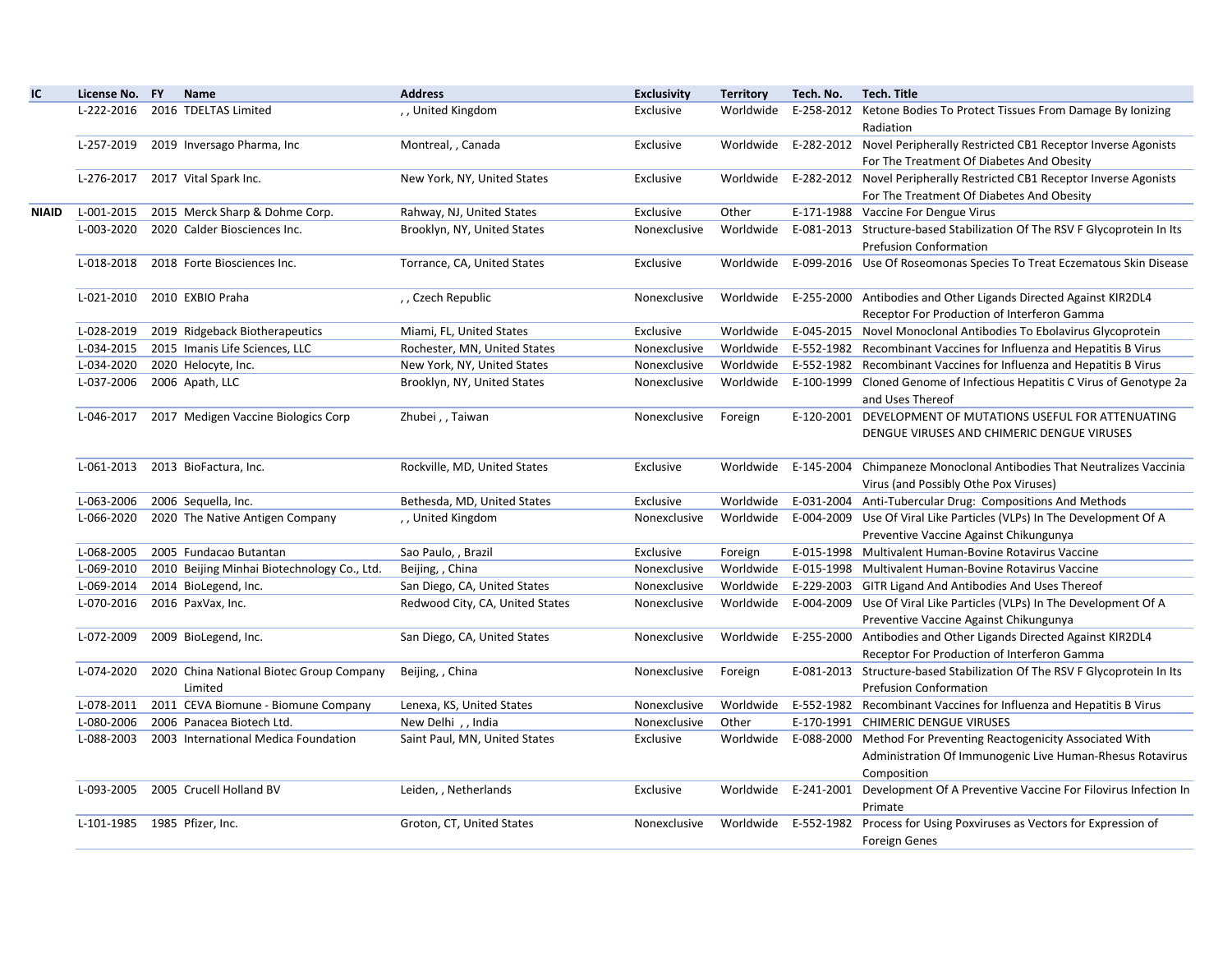| IC | License No. | FY | Name | Address | Exclusivity | Territory | Tech. No. | Tech. Title |
|---|---|---|---|---|---|---|---|---|
| | L-222-2016 | 2016 | TDELTAS Limited | , , United Kingdom | Exclusive | Worldwide | E-258-2012 | Ketone Bodies To Protect Tissues From Damage By Ionizing Radiation |
| | L-257-2019 | 2019 | Inversago Pharma, Inc | Montreal, , Canada | Exclusive | Worldwide | E-282-2012 | Novel Peripherally Restricted CB1 Receptor Inverse Agonists For The Treatment Of Diabetes And Obesity |
| | L-276-2017 | 2017 | Vital Spark Inc. | New York, NY, United States | Exclusive | Worldwide | E-282-2012 | Novel Peripherally Restricted CB1 Receptor Inverse Agonists For The Treatment Of Diabetes And Obesity |
| **NIAID** | L-001-2015 | 2015 | Merck Sharp & Dohme Corp. | Rahway, NJ, United States | Exclusive | Other | E-171-1988 | Vaccine For Dengue Virus |
| | L-003-2020 | 2020 | Calder Biosciences Inc. | Brooklyn, NY, United States | Nonexclusive | Worldwide | E-081-2013 | Structure-based Stabilization Of The RSV F Glycoprotein In Its Prefusion Conformation |
| | L-018-2018 | 2018 | Forte Biosciences Inc. | Torrance, CA, United States | Exclusive | Worldwide | E-099-2016 | Use Of Roseomonas Species To Treat Eczematous Skin Disease |
| | L-021-2010 | 2010 | EXBIO Praha | , , Czech Republic | Nonexclusive | Worldwide | E-255-2000 | Antibodies and Other Ligands Directed Against KIR2DL4 Receptor For Production of Interferon Gamma |
| | L-028-2019 | 2019 | Ridgeback Biotherapeutics | Miami, FL, United States | Exclusive | Worldwide | E-045-2015 | Novel Monoclonal Antibodies To Ebolavirus Glycoprotein |
| | L-034-2015 | 2015 | Imanis Life Sciences, LLC | Rochester, MN, United States | Nonexclusive | Worldwide | E-552-1982 | Recombinant Vaccines for Influenza and Hepatitis B Virus |
| | L-034-2020 | 2020 | Helocyte, Inc. | New York, NY, United States | Nonexclusive | Worldwide | E-552-1982 | Recombinant Vaccines for Influenza and Hepatitis B Virus |
| | L-037-2006 | 2006 | Apath, LLC | Brooklyn, NY, United States | Nonexclusive | Worldwide | E-100-1999 | Cloned Genome of Infectious Hepatitis C Virus of Genotype 2a and Uses Thereof |
| | L-046-2017 | 2017 | Medigen Vaccine Biologics Corp | Zhubei , , Taiwan | Nonexclusive | Foreign | E-120-2001 | DEVELOPMENT OF MUTATIONS USEFUL FOR ATTENUATING DENGUE VIRUSES AND CHIMERIC DENGUE VIRUSES |
| | L-061-2013 | 2013 | BioFactura, Inc. | Rockville, MD, United States | Exclusive | Worldwide | E-145-2004 | Chimpaneze Monoclonal Antibodies That Neutralizes Vaccinia Virus (and Possibly Othe Pox Viruses) |
| | L-063-2006 | 2006 | Sequella, Inc. | Bethesda, MD, United States | Exclusive | Worldwide | E-031-2004 | Anti-Tubercular Drug: Compositions And Methods |
| | L-066-2020 | 2020 | The Native Antigen Company | , , United Kingdom | Nonexclusive | Worldwide | E-004-2009 | Use Of Viral Like Particles (VLPs) In The Development Of A Preventive Vaccine Against Chikungunya |
| | L-068-2005 | 2005 | Fundacao Butantan | Sao Paulo, , Brazil | Exclusive | Foreign | E-015-1998 | Multivalent Human-Bovine Rotavirus Vaccine |
| | L-069-2010 | 2010 | Beijing Minhai Biotechnology Co., Ltd. | Beijing, , China | Nonexclusive | Worldwide | E-015-1998 | Multivalent Human-Bovine Rotavirus Vaccine |
| | L-069-2014 | 2014 | BioLegend, Inc. | San Diego, CA, United States | Nonexclusive | Worldwide | E-229-2003 | GITR Ligand And Antibodies And Uses Thereof |
| | L-070-2016 | 2016 | PaxVax, Inc. | Redwood City, CA, United States | Nonexclusive | Worldwide | E-004-2009 | Use Of Viral Like Particles (VLPs) In The Development Of A Preventive Vaccine Against Chikungunya |
| | L-072-2009 | 2009 | BioLegend, Inc. | San Diego, CA, United States | Nonexclusive | Worldwide | E-255-2000 | Antibodies and Other Ligands Directed Against KIR2DL4 Receptor For Production of Interferon Gamma |
| | L-074-2020 | 2020 | China National Biotec Group Company Limited | Beijing, , China | Nonexclusive | Foreign | E-081-2013 | Structure-based Stabilization Of The RSV F Glycoprotein In Its Prefusion Conformation |
| | L-078-2011 | 2011 | CEVA Biomune - Biomune Company | Lenexa, KS, United States | Nonexclusive | Worldwide | E-552-1982 | Recombinant Vaccines for Influenza and Hepatitis B Virus |
| | L-080-2006 | 2006 | Panacea Biotech Ltd. | New Delhi , , India | Nonexclusive | Other | E-170-1991 | CHIMERIC DENGUE VIRUSES |
| | L-088-2003 | 2003 | International Medica Foundation | Saint Paul, MN, United States | Exclusive | Worldwide | E-088-2000 | Method For Preventing Reactogenicity Associated With Administration Of Immunogenic Live Human-Rhesus Rotavirus Composition |
| | L-093-2005 | 2005 | Crucell Holland BV | Leiden, , Netherlands | Exclusive | Worldwide | E-241-2001 | Development Of A Preventive Vaccine For Filovirus Infection In Primate |
| | L-101-1985 | 1985 | Pfizer, Inc. | Groton, CT, United States | Nonexclusive | Worldwide | E-552-1982 | Process for Using Poxviruses as Vectors for Expression of Foreign Genes |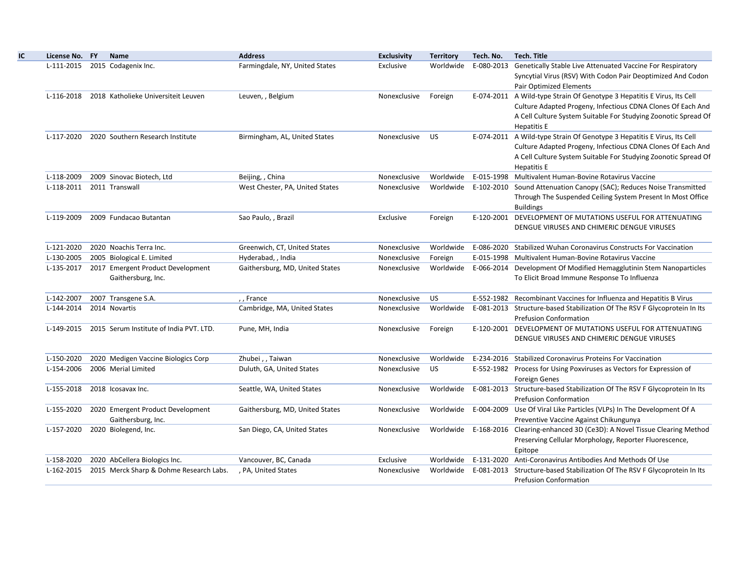| IC | License No. | FY | Name | Address | Exclusivity | Territory | Tech. No. | Tech. Title |
|---|---|---|---|---|---|---|---|---|
| | L-111-2015 | 2015 | Codagenix Inc. | Farmingdale, NY, United States | Exclusive | Worldwide | E-080-2013 | Genetically Stable Live Attenuated Vaccine For Respiratory Syncytial Virus (RSV) With Codon Pair Deoptimized And Codon Pair Optimized Elements |
| | L-116-2018 | 2018 | Katholieke Universiteit Leuven | Leuven, , Belgium | Nonexclusive | Foreign | E-074-2011 | A Wild-type Strain Of Genotype 3 Hepatitis E Virus, Its Cell Culture Adapted Progeny, Infectious CDNA Clones Of Each And A Cell Culture System Suitable For Studying Zoonotic Spread Of Hepatitis E |
| | L-117-2020 | 2020 | Southern Research Institute | Birmingham, AL, United States | Nonexclusive | US | E-074-2011 | A Wild-type Strain Of Genotype 3 Hepatitis E Virus, Its Cell Culture Adapted Progeny, Infectious CDNA Clones Of Each And A Cell Culture System Suitable For Studying Zoonotic Spread Of Hepatitis E |
| | L-118-2009 | 2009 | Sinovac Biotech, Ltd | Beijing, , China | Nonexclusive | Worldwide | E-015-1998 | Multivalent Human-Bovine Rotavirus Vaccine |
| | L-118-2011 | 2011 | Transwall | West Chester, PA, United States | Nonexclusive | Worldwide | E-102-2010 | Sound Attenuation Canopy (SAC); Reduces Noise Transmitted Through The Suspended Ceiling System Present In Most Office Buildings |
| | L-119-2009 | 2009 | Fundacao Butantan | Sao Paulo, , Brazil | Exclusive | Foreign | E-120-2001 | DEVELOPMENT OF MUTATIONS USEFUL FOR ATTENUATING DENGUE VIRUSES AND CHIMERIC DENGUE VIRUSES |
| | L-121-2020 | 2020 | Noachis Terra Inc. | Greenwich, CT, United States | Nonexclusive | Worldwide | E-086-2020 | Stabilized Wuhan Coronavirus Constructs For Vaccination |
| | L-130-2005 | 2005 | Biological E. Limited | Hyderabad, , India | Nonexclusive | Foreign | E-015-1998 | Multivalent Human-Bovine Rotavirus Vaccine |
| | L-135-2017 | 2017 | Emergent Product Development Gaithersburg, Inc. | Gaithersburg, MD, United States | Nonexclusive | Worldwide | E-066-2014 | Development Of Modified Hemagglutinin Stem Nanoparticles To Elicit Broad Immune Response To Influenza |
| | L-142-2007 | 2007 | Transgene S.A. | , , France | Nonexclusive | US | E-552-1982 | Recombinant Vaccines for Influenza and Hepatitis B Virus |
| | L-144-2014 | 2014 | Novartis | Cambridge, MA, United States | Nonexclusive | Worldwide | E-081-2013 | Structure-based Stabilization Of The RSV F Glycoprotein In Its Prefusion Conformation |
| | L-149-2015 | 2015 | Serum Institute of India PVT. LTD. | Pune, MH, India | Nonexclusive | Foreign | E-120-2001 | DEVELOPMENT OF MUTATIONS USEFUL FOR ATTENUATING DENGUE VIRUSES AND CHIMERIC DENGUE VIRUSES |
| | L-150-2020 | 2020 | Medigen Vaccine Biologics Corp | Zhubei , , Taiwan | Nonexclusive | Worldwide | E-234-2016 | Stabilized Coronavirus Proteins For Vaccination |
| | L-154-2006 | 2006 | Merial Limited | Duluth, GA, United States | Nonexclusive | US | E-552-1982 | Process for Using Poxviruses as Vectors for Expression of Foreign Genes |
| | L-155-2018 | 2018 | Icosavax Inc. | Seattle, WA, United States | Nonexclusive | Worldwide | E-081-2013 | Structure-based Stabilization Of The RSV F Glycoprotein In Its Prefusion Conformation |
| | L-155-2020 | 2020 | Emergent Product Development Gaithersburg, Inc. | Gaithersburg, MD, United States | Nonexclusive | Worldwide | E-004-2009 | Use Of Viral Like Particles (VLPs) In The Development Of A Preventive Vaccine Against Chikungunya |
| | L-157-2020 | 2020 | Biolegend, Inc. | San Diego, CA, United States | Nonexclusive | Worldwide | E-168-2016 | Clearing-enhanced 3D (Ce3D): A Novel Tissue Clearing Method Preserving Cellular Morphology, Reporter Fluorescence, Epitope |
| | L-158-2020 | 2020 | AbCellera Biologics Inc. | Vancouver, BC, Canada | Exclusive | Worldwide | E-131-2020 | Anti-Coronavirus Antibodies And Methods Of Use |
| | L-162-2015 | 2015 | Merck Sharp & Dohme Research Labs. | , PA, United States | Nonexclusive | Worldwide | E-081-2013 | Structure-based Stabilization Of The RSV F Glycoprotein In Its Prefusion Conformation |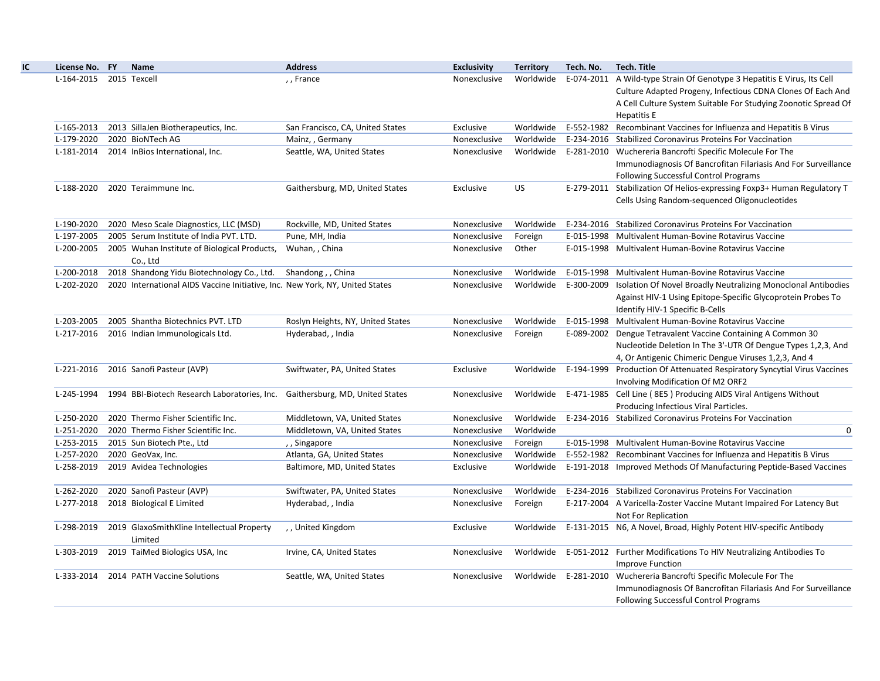| IC | License No. | FY | Name | Address | Exclusivity | Territory | Tech. No. | Tech. Title |
|---|---|---|---|---|---|---|---|---|
| | L-164-2015 | 2015 | Texcell | , , France | Nonexclusive | Worldwide | E-074-2011 | A Wild-type Strain Of Genotype 3 Hepatitis E Virus, Its Cell Culture Adapted Progeny, Infectious CDNA Clones Of Each And A Cell Culture System Suitable For Studying Zoonotic Spread Of Hepatitis E |
| | L-165-2013 | 2013 | SillaJen Biotherapeutics, Inc. | San Francisco, CA, United States | Exclusive | Worldwide | E-552-1982 | Recombinant Vaccines for Influenza and Hepatitis B Virus |
| | L-179-2020 | 2020 | BioNTech AG | Mainz, , Germany | Nonexclusive | Worldwide | E-234-2016 | Stabilized Coronavirus Proteins For Vaccination |
| | L-181-2014 | 2014 | InBios International, Inc. | Seattle, WA, United States | Nonexclusive | Worldwide | E-281-2010 | Wuchereria Bancrofti Specific Molecule For The Immunodiagnosis Of Bancrofitan Filariasis And For Surveillance Following Successful Control Programs |
| | L-188-2020 | 2020 | Teraimmune Inc. | Gaithersburg, MD, United States | Exclusive | US | E-279-2011 | Stabilization Of Helios-expressing Foxp3+ Human Regulatory T Cells Using Random-sequenced Oligonucleotides |
| | L-190-2020 | 2020 | Meso Scale Diagnostics, LLC (MSD) | Rockville, MD, United States | Nonexclusive | Worldwide | E-234-2016 | Stabilized Coronavirus Proteins For Vaccination |
| | L-197-2005 | 2005 | Serum Institute of India PVT. LTD. | Pune, MH, India | Nonexclusive | Foreign | E-015-1998 | Multivalent Human-Bovine Rotavirus Vaccine |
| | L-200-2005 | 2005 | Wuhan Institute of Biological Products, Co., Ltd | Wuhan, , China | Nonexclusive | Other | E-015-1998 | Multivalent Human-Bovine Rotavirus Vaccine |
| | L-200-2018 | 2018 | Shandong Yidu Biotechnology Co., Ltd. | Shandong , , China | Nonexclusive | Worldwide | E-015-1998 | Multivalent Human-Bovine Rotavirus Vaccine |
| | L-202-2020 | 2020 | International AIDS Vaccine Initiative, Inc. | New York, NY, United States | Nonexclusive | Worldwide | E-300-2009 | Isolation Of Novel Broadly Neutralizing Monoclonal Antibodies Against HIV-1 Using Epitope-Specific Glycoprotein Probes To Identify HIV-1 Specific B-Cells |
| | L-203-2005 | 2005 | Shantha Biotechnics PVT. LTD | Roslyn Heights, NY, United States | Nonexclusive | Worldwide | E-015-1998 | Multivalent Human-Bovine Rotavirus Vaccine |
| | L-217-2016 | 2016 | Indian Immunologicals Ltd. | Hyderabad, , India | Nonexclusive | Foreign | E-089-2002 | Dengue Tetravalent Vaccine Containing A Common 30 Nucleotide Deletion In The 3'-UTR Of Dengue Types 1,2,3, And 4, Or Antigenic Chimeric Dengue Viruses 1,2,3, And 4 |
| | L-221-2016 | 2016 | Sanofi Pasteur (AVP) | Swiftwater, PA, United States | Exclusive | Worldwide | E-194-1999 | Production Of Attenuated Respiratory Syncytial Virus Vaccines Involving Modification Of M2 ORF2 |
| | L-245-1994 | 1994 | BBI-Biotech Research Laboratories, Inc. | Gaithersburg, MD, United States | Nonexclusive | Worldwide | E-471-1985 | Cell Line ( 8E5 ) Producing AIDS Viral Antigens Without Producing Infectious Viral Particles. |
| | L-250-2020 | 2020 | Thermo Fisher Scientific Inc. | Middletown, VA, United States | Nonexclusive | Worldwide | E-234-2016 | Stabilized Coronavirus Proteins For Vaccination |
| | L-251-2020 | 2020 | Thermo Fisher Scientific Inc. | Middletown, VA, United States | Nonexclusive | Worldwide | | 0 |
| | L-253-2015 | 2015 | Sun Biotech Pte., Ltd | , , Singapore | Nonexclusive | Foreign | E-015-1998 | Multivalent Human-Bovine Rotavirus Vaccine |
| | L-257-2020 | 2020 | GeoVax, Inc. | Atlanta, GA, United States | Nonexclusive | Worldwide | E-552-1982 | Recombinant Vaccines for Influenza and Hepatitis B Virus |
| | L-258-2019 | 2019 | Avidea Technologies | Baltimore, MD, United States | Exclusive | Worldwide | E-191-2018 | Improved Methods Of Manufacturing Peptide-Based Vaccines |
| | L-262-2020 | 2020 | Sanofi Pasteur (AVP) | Swiftwater, PA, United States | Nonexclusive | Worldwide | E-234-2016 | Stabilized Coronavirus Proteins For Vaccination |
| | L-277-2018 | 2018 | Biological E Limited | Hyderabad, , India | Nonexclusive | Foreign | E-217-2004 | A Varicella-Zoster Vaccine Mutant Impaired For Latency But Not For Replication |
| | L-298-2019 | 2019 | GlaxoSmithKline Intellectual Property Limited | , , United Kingdom | Exclusive | Worldwide | E-131-2015 | N6, A Novel, Broad, Highly Potent HIV-specific Antibody |
| | L-303-2019 | 2019 | TaiMed Biologics USA, Inc | Irvine, CA, United States | Nonexclusive | Worldwide | E-051-2012 | Further Modifications To HIV Neutralizing Antibodies To Improve Function |
| | L-333-2014 | 2014 | PATH Vaccine Solutions | Seattle, WA, United States | Nonexclusive | Worldwide | E-281-2010 | Wuchereria Bancrofti Specific Molecule For The Immunodiagnosis Of Bancrofitan Filariasis And For Surveillance Following Successful Control Programs |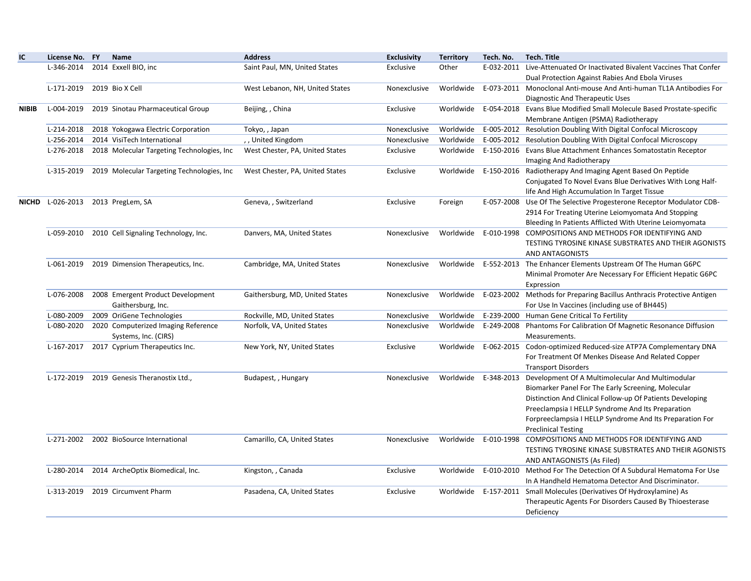| IC | License No. | FY | Name | Address | Exclusivity | Territory | Tech. No. | Tech. Title |
|---|---|---|---|---|---|---|---|---|
| | L-346-2014 | 2014 | Exxell BIO, inc | Saint Paul, MN, United States | Exclusive | Other | E-032-2011 | Live-Attenuated Or Inactivated Bivalent Vaccines That Confer Dual Protection Against Rabies And Ebola Viruses |
| | L-171-2019 | 2019 | Bio X Cell | West Lebanon, NH, United States | Nonexclusive | Worldwide | E-073-2011 | Monoclonal Anti-mouse And Anti-human TL1A Antibodies For Diagnostic And Therapeutic Uses |
| **NIBIB** | L-004-2019 | 2019 | Sinotau Pharmaceutical Group | Beijing, , China | Exclusive | Worldwide | E-054-2018 | Evans Blue Modified Small Molecule Based Prostate-specific Membrane Antigen (PSMA) Radiotherapy |
| | L-214-2018 | 2018 | Yokogawa Electric Corporation | Tokyo, , Japan | Nonexclusive | Worldwide | E-005-2012 | Resolution Doubling With Digital Confocal Microscopy |
| | L-256-2014 | 2014 | VisiTech International | , , United Kingdom | Nonexclusive | Worldwide | E-005-2012 | Resolution Doubling With Digital Confocal Microscopy |
| | L-276-2018 | 2018 | Molecular Targeting Technologies, Inc | West Chester, PA, United States | Exclusive | Worldwide | E-150-2016 | Evans Blue Attachment Enhances Somatostatin Receptor Imaging And Radiotherapy |
| | L-315-2019 | 2019 | Molecular Targeting Technologies, Inc | West Chester, PA, United States | Exclusive | Worldwide | E-150-2016 | Radiotherapy And Imaging Agent Based On Peptide Conjugated To Novel Evans Blue Derivatives With Long Half-life And High Accumulation In Target Tissue |
| **NICHD** | L-026-2013 | 2013 | PregLem, SA | Geneva, , Switzerland | Exclusive | Foreign | E-057-2008 | Use Of The Selective Progesterone Receptor Modulator CDB-2914 For Treating Uterine Leiomyomata And Stopping Bleeding In Patients Afflicted With Uterine Leiomyomata |
| | L-059-2010 | 2010 | Cell Signaling Technology, Inc. | Danvers, MA, United States | Nonexclusive | Worldwide | E-010-1998 | COMPOSITIONS AND METHODS FOR IDENTIFYING AND TESTING TYROSINE KINASE SUBSTRATES AND THEIR AGONISTS AND ANTAGONISTS |
| | L-061-2019 | 2019 | Dimension Therapeutics, Inc. | Cambridge, MA, United States | Nonexclusive | Worldwide | E-552-2013 | The Enhancer Elements Upstream Of The Human G6PC Minimal Promoter Are Necessary For Efficient Hepatic G6PC Expression |
| | L-076-2008 | 2008 | Emergent Product Development Gaithersburg, Inc. | Gaithersburg, MD, United States | Nonexclusive | Worldwide | E-023-2002 | Methods for Preparing Bacillus Anthracis Protective Antigen For Use In Vaccines (including use of BH445) |
| | L-080-2009 | 2009 | OriGene Technologies | Rockville, MD, United States | Nonexclusive | Worldwide | E-239-2000 | Human Gene Critical To Fertility |
| | L-080-2020 | 2020 | Computerized Imaging Reference Systems, Inc. (CIRS) | Norfolk, VA, United States | Nonexclusive | Worldwide | E-249-2008 | Phantoms For Calibration Of Magnetic Resonance Diffusion Measurements. |
| | L-167-2017 | 2017 | Cyprium Therapeutics Inc. | New York, NY, United States | Exclusive | Worldwide | E-062-2015 | Codon-optimized Reduced-size ATP7A Complementary DNA For Treatment Of Menkes Disease And Related Copper Transport Disorders |
| | L-172-2019 | 2019 | Genesis Theranostix Ltd., | Budapest, , Hungary | Nonexclusive | Worldwide | E-348-2013 | Development Of A Multimolecular And Multimodular Biomarker Panel For The Early Screening, Molecular Distinction And Clinical Follow-up Of Patients Developing Preeclampsia I HELLP Syndrome And Its Preparation Forpreeclampsia I HELLP Syndrome And Its Preparation For Preclinical Testing |
| | L-271-2002 | 2002 | BioSource International | Camarillo, CA, United States | Nonexclusive | Worldwide | E-010-1998 | COMPOSITIONS AND METHODS FOR IDENTIFYING AND TESTING TYROSINE KINASE SUBSTRATES AND THEIR AGONISTS AND ANTAGONISTS (As Filed) |
| | L-280-2014 | 2014 | ArcheOptix Biomedical, Inc. | Kingston, , Canada | Exclusive | Worldwide | E-010-2010 | Method For The Detection Of A Subdural Hematoma For Use In A Handheld Hematoma Detector And Discriminator. |
| | L-313-2019 | 2019 | Circumvent Pharm | Pasadena, CA, United States | Exclusive | Worldwide | E-157-2011 | Small Molecules (Derivatives Of Hydroxylamine) As Therapeutic Agents For Disorders Caused By Thioesterase Deficiency |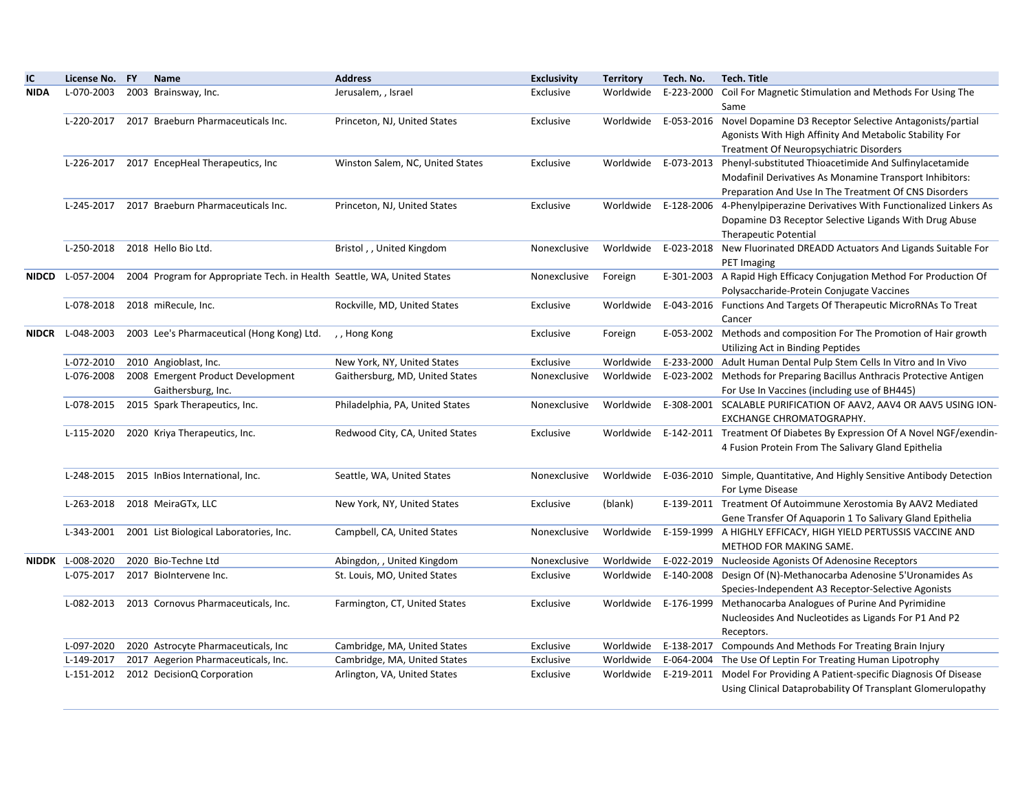| IC | License No. | FY | Name | Address | Exclusivity | Territory | Tech. No. | Tech. Title |
|---|---|---|---|---|---|---|---|---|
| **NIDA** | L-070-2003 | 2003 | Brainsway, Inc. | Jerusalem, , Israel | Exclusive | Worldwide | E-223-2000 | Coil For Magnetic Stimulation and Methods For Using The Same |
| | L-220-2017 | 2017 | Braeburn Pharmaceuticals Inc. | Princeton, NJ, United States | Exclusive | Worldwide | E-053-2016 | Novel Dopamine D3 Receptor Selective Antagonists/partial Agonists With High Affinity And Metabolic Stability For Treatment Of Neuropsychiatric Disorders |
| | L-226-2017 | 2017 | EncepHeal Therapeutics, Inc | Winston Salem, NC, United States | Exclusive | Worldwide | E-073-2013 | Phenyl-substituted Thioacetimide And Sulfinylacetamide Modafinil Derivatives As Monamine Transport Inhibitors: Preparation And Use In The Treatment Of CNS Disorders |
| | L-245-2017 | 2017 | Braeburn Pharmaceuticals Inc. | Princeton, NJ, United States | Exclusive | Worldwide | E-128-2006 | 4-Phenylpiperazine Derivatives With Functionalized Linkers As Dopamine D3 Receptor Selective Ligands With Drug Abuse Therapeutic Potential |
| | L-250-2018 | 2018 | Hello Bio Ltd. | Bristol , , United Kingdom | Nonexclusive | Worldwide | E-023-2018 | New Fluorinated DREADD Actuators And Ligands Suitable For PET Imaging |
| **NIDCD** | L-057-2004 | 2004 | Program for Appropriate Tech. in Health | Seattle, WA, United States | Nonexclusive | Foreign | E-301-2003 | A Rapid High Efficacy Conjugation Method For Production Of Polysaccharide-Protein Conjugate Vaccines |
| | L-078-2018 | 2018 | miRecule, Inc. | Rockville, MD, United States | Exclusive | Worldwide | E-043-2016 | Functions And Targets Of Therapeutic MicroRNAs To Treat Cancer |
| **NIDCR** | L-048-2003 | 2003 | Lee's Pharmaceutical (Hong Kong) Ltd. | , , Hong Kong | Exclusive | Foreign | E-053-2002 | Methods and composition For The Promotion of Hair growth Utilizing Act in Binding Peptides |
| | L-072-2010 | 2010 | Angioblast, Inc. | New York, NY, United States | Exclusive | Worldwide | E-233-2000 | Adult Human Dental Pulp Stem Cells In Vitro and In Vivo |
| | L-076-2008 | 2008 | Emergent Product Development Gaithersburg, Inc. | Gaithersburg, MD, United States | Nonexclusive | Worldwide | E-023-2002 | Methods for Preparing Bacillus Anthracis Protective Antigen For Use In Vaccines (including use of BH445) |
| | L-078-2015 | 2015 | Spark Therapeutics, Inc. | Philadelphia, PA, United States | Nonexclusive | Worldwide | E-308-2001 | SCALABLE PURIFICATION OF AAV2, AAV4 OR AAV5 USING ION-EXCHANGE CHROMATOGRAPHY. |
| | L-115-2020 | 2020 | Kriya Therapeutics, Inc. | Redwood City, CA, United States | Exclusive | Worldwide | E-142-2011 | Treatment Of Diabetes By Expression Of A Novel NGF/exendin-4 Fusion Protein From The Salivary Gland Epithelia |
| | L-248-2015 | 2015 | InBios International, Inc. | Seattle, WA, United States | Nonexclusive | Worldwide | E-036-2010 | Simple, Quantitative, And Highly Sensitive Antibody Detection For Lyme Disease |
| | L-263-2018 | 2018 | MeiraGTx, LLC | New York, NY, United States | Exclusive | (blank) | E-139-2011 | Treatment Of Autoimmune Xerostomia By AAV2 Mediated Gene Transfer Of Aquaporin 1 To Salivary Gland Epithelia |
| | L-343-2001 | 2001 | List Biological Laboratories, Inc. | Campbell, CA, United States | Nonexclusive | Worldwide | E-159-1999 | A HIGHLY EFFICACY, HIGH YIELD PERTUSSIS VACCINE AND METHOD FOR MAKING SAME. |
| **NIDDK** | L-008-2020 | 2020 | Bio-Techne Ltd | Abingdon, , United Kingdom | Nonexclusive | Worldwide | E-022-2019 | Nucleoside Agonists Of Adenosine Receptors |
| | L-075-2017 | 2017 | BioIntervene Inc. | St. Louis, MO, United States | Exclusive | Worldwide | E-140-2008 | Design Of (N)-Methanocarba Adenosine 5'Uronamides As Species-Independent A3 Receptor-Selective Agonists |
| | L-082-2013 | 2013 | Cornovus Pharmaceuticals, Inc. | Farmington, CT, United States | Exclusive | Worldwide | E-176-1999 | Methanocarba Analogues of Purine And Pyrimidine Nucleosides And Nucleotides as Ligands For P1 And P2 Receptors. |
| | L-097-2020 | 2020 | Astrocyte Pharmaceuticals, Inc | Cambridge, MA, United States | Exclusive | Worldwide | E-138-2017 | Compounds And Methods For Treating Brain Injury |
| | L-149-2017 | 2017 | Aegerion Pharmaceuticals, Inc. | Cambridge, MA, United States | Exclusive | Worldwide | E-064-2004 | The Use Of Leptin For Treating Human Lipotrophy |
| | L-151-2012 | 2012 | DecisionQ Corporation | Arlington, VA, United States | Exclusive | Worldwide | E-219-2011 | Model For Providing A Patient-specific Diagnosis Of Disease Using Clinical Dataprobability Of Transplant Glomerulopathy |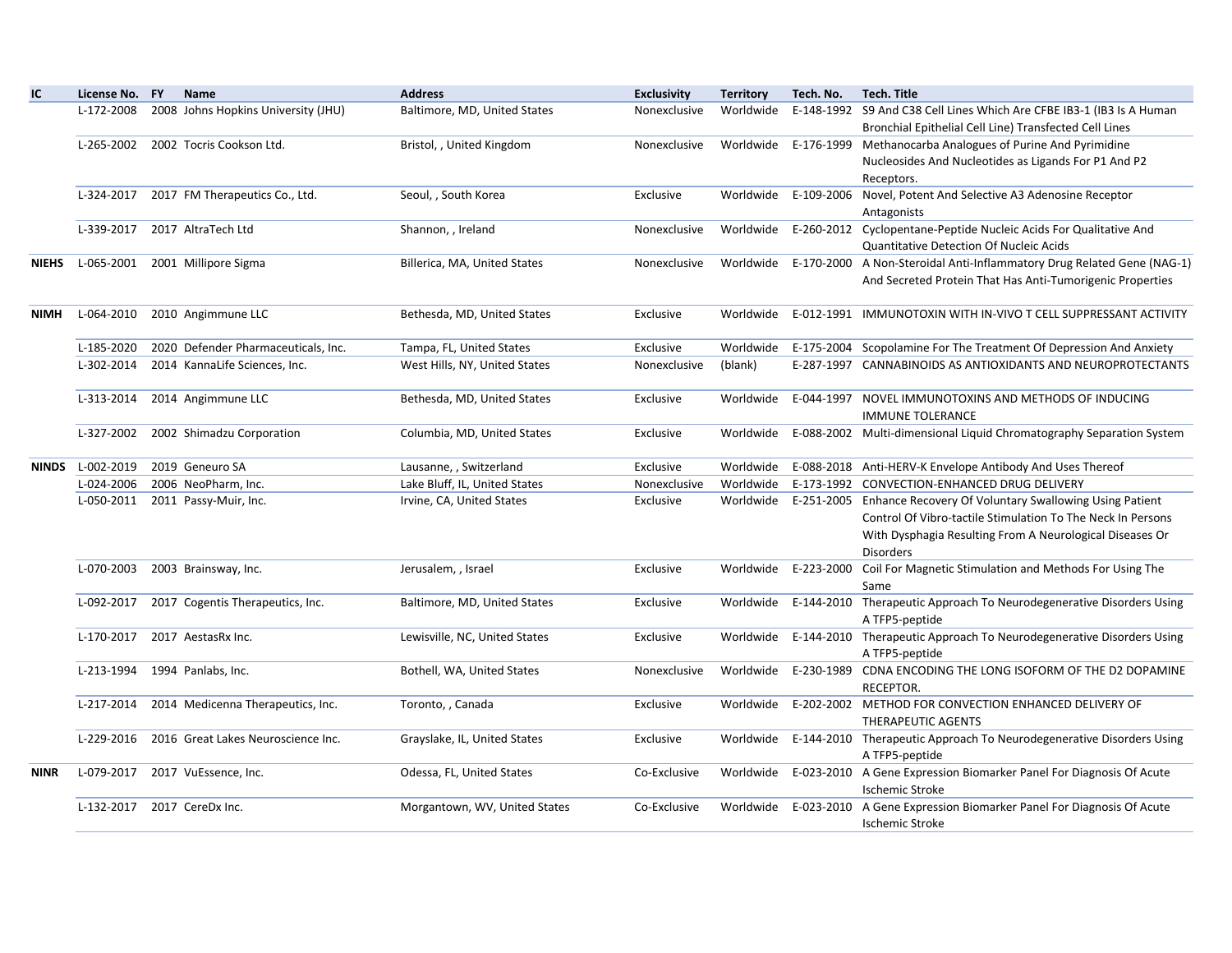| IC | License No. | FY | Name | Address | Exclusivity | Territory | Tech. No. | Tech. Title |
|---|---|---|---|---|---|---|---|---|
| | L-172-2008 | 2008 | Johns Hopkins University (JHU) | Baltimore, MD, United States | Nonexclusive | Worldwide | E-148-1992 | S9 And C38 Cell Lines Which Are CFBE IB3-1 (IB3 Is A Human Bronchial Epithelial Cell Line) Transfected Cell Lines |
| | L-265-2002 | 2002 | Tocris Cookson Ltd. | Bristol, , United Kingdom | Nonexclusive | Worldwide | E-176-1999 | Methanocarba Analogues of Purine And Pyrimidine Nucleosides And Nucleotides as Ligands For P1 And P2 Receptors. |
| | L-324-2017 | 2017 | FM Therapeutics Co., Ltd. | Seoul, , South Korea | Exclusive | Worldwide | E-109-2006 | Novel, Potent And Selective A3 Adenosine Receptor Antagonists |
| | L-339-2017 | 2017 | AltraTech Ltd | Shannon, , Ireland | Nonexclusive | Worldwide | E-260-2012 | Cyclopentane-Peptide Nucleic Acids For Qualitative And Quantitative Detection Of Nucleic Acids |
| **NIEHS** | L-065-2001 | 2001 | Millipore Sigma | Billerica, MA, United States | Nonexclusive | Worldwide | E-170-2000 | A Non-Steroidal Anti-Inflammatory Drug Related Gene (NAG-1) And Secreted Protein That Has Anti-Tumorigenic Properties |
| **NIMH** | L-064-2010 | 2010 | Angimmune LLC | Bethesda, MD, United States | Exclusive | Worldwide | E-012-1991 | IMMUNOTOXIN WITH IN-VIVO T CELL SUPPRESSANT ACTIVITY |
| | L-185-2020 | 2020 | Defender Pharmaceuticals, Inc. | Tampa, FL, United States | Exclusive | Worldwide | E-175-2004 | Scopolamine For The Treatment Of Depression And Anxiety |
| | L-302-2014 | 2014 | KannaLife Sciences, Inc. | West Hills, NY, United States | Nonexclusive | (blank) | E-287-1997 | CANNABINOIDS AS ANTIOXIDANTS AND NEUROPROTECTANTS |
| | L-313-2014 | 2014 | Angimmune LLC | Bethesda, MD, United States | Exclusive | Worldwide | E-044-1997 | NOVEL IMMUNOTOXINS AND METHODS OF INDUCING IMMUNE TOLERANCE |
| | L-327-2002 | 2002 | Shimadzu Corporation | Columbia, MD, United States | Exclusive | Worldwide | E-088-2002 | Multi-dimensional Liquid Chromatography Separation System |
| **NINDS** | L-002-2019 | 2019 | Geneuro SA | Lausanne, , Switzerland | Exclusive | Worldwide | E-088-2018 | Anti-HERV-K Envelope Antibody And Uses Thereof |
| | L-024-2006 | 2006 | NeoPharm, Inc. | Lake Bluff, IL, United States | Nonexclusive | Worldwide | E-173-1992 | CONVECTION-ENHANCED DRUG DELIVERY |
| | L-050-2011 | 2011 | Passy-Muir, Inc. | Irvine, CA, United States | Exclusive | Worldwide | E-251-2005 | Enhance Recovery Of Voluntary Swallowing Using Patient Control Of Vibro-tactile Stimulation To The Neck In Persons With Dysphagia Resulting From A Neurological Diseases Or Disorders |
| | L-070-2003 | 2003 | Brainsway, Inc. | Jerusalem, , Israel | Exclusive | Worldwide | E-223-2000 | Coil For Magnetic Stimulation and Methods For Using The Same |
| | L-092-2017 | 2017 | Cogentis Therapeutics, Inc. | Baltimore, MD, United States | Exclusive | Worldwide | E-144-2010 | Therapeutic Approach To Neurodegenerative Disorders Using A TFP5-peptide |
| | L-170-2017 | 2017 | AestasRx Inc. | Lewisville, NC, United States | Exclusive | Worldwide | E-144-2010 | Therapeutic Approach To Neurodegenerative Disorders Using A TFP5-peptide |
| | L-213-1994 | 1994 | Panlabs, Inc. | Bothell, WA, United States | Nonexclusive | Worldwide | E-230-1989 | CDNA ENCODING THE LONG ISOFORM OF THE D2 DOPAMINE RECEPTOR. |
| | L-217-2014 | 2014 | Medicenna Therapeutics, Inc. | Toronto, , Canada | Exclusive | Worldwide | E-202-2002 | METHOD FOR CONVECTION ENHANCED DELIVERY OF THERAPEUTIC AGENTS |
| | L-229-2016 | 2016 | Great Lakes Neuroscience Inc. | Grayslake, IL, United States | Exclusive | Worldwide | E-144-2010 | Therapeutic Approach To Neurodegenerative Disorders Using A TFP5-peptide |
| **NINR** | L-079-2017 | 2017 | VuEssence, Inc. | Odessa, FL, United States | Co-Exclusive | Worldwide | E-023-2010 | A Gene Expression Biomarker Panel For Diagnosis Of Acute Ischemic Stroke |
| | L-132-2017 | 2017 | CereDx Inc. | Morgantown, WV, United States | Co-Exclusive | Worldwide | E-023-2010 | A Gene Expression Biomarker Panel For Diagnosis Of Acute Ischemic Stroke |